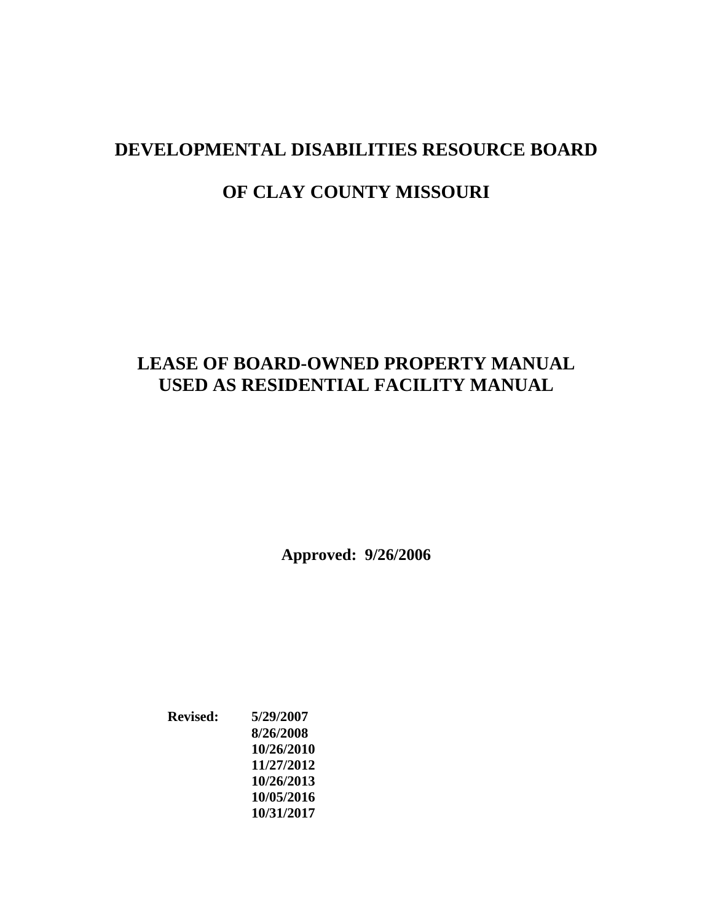# DEVELOPMENTAL DISABILITIES RESOURCE BOARD

# OF CLAY COUNTY MISSOURI

## LEASE OF BOARD-OWNED PROPERTY MANUAL
## USED AS RESIDENTIAL FACILITY MANUAL

**Approved: 9/26/2006**

**Revised:** **5/29/2007**
**8/26/2008**
**10/26/2010**
**11/27/2012**
**10/26/2013**
**10/05/2016**
**10/31/2017**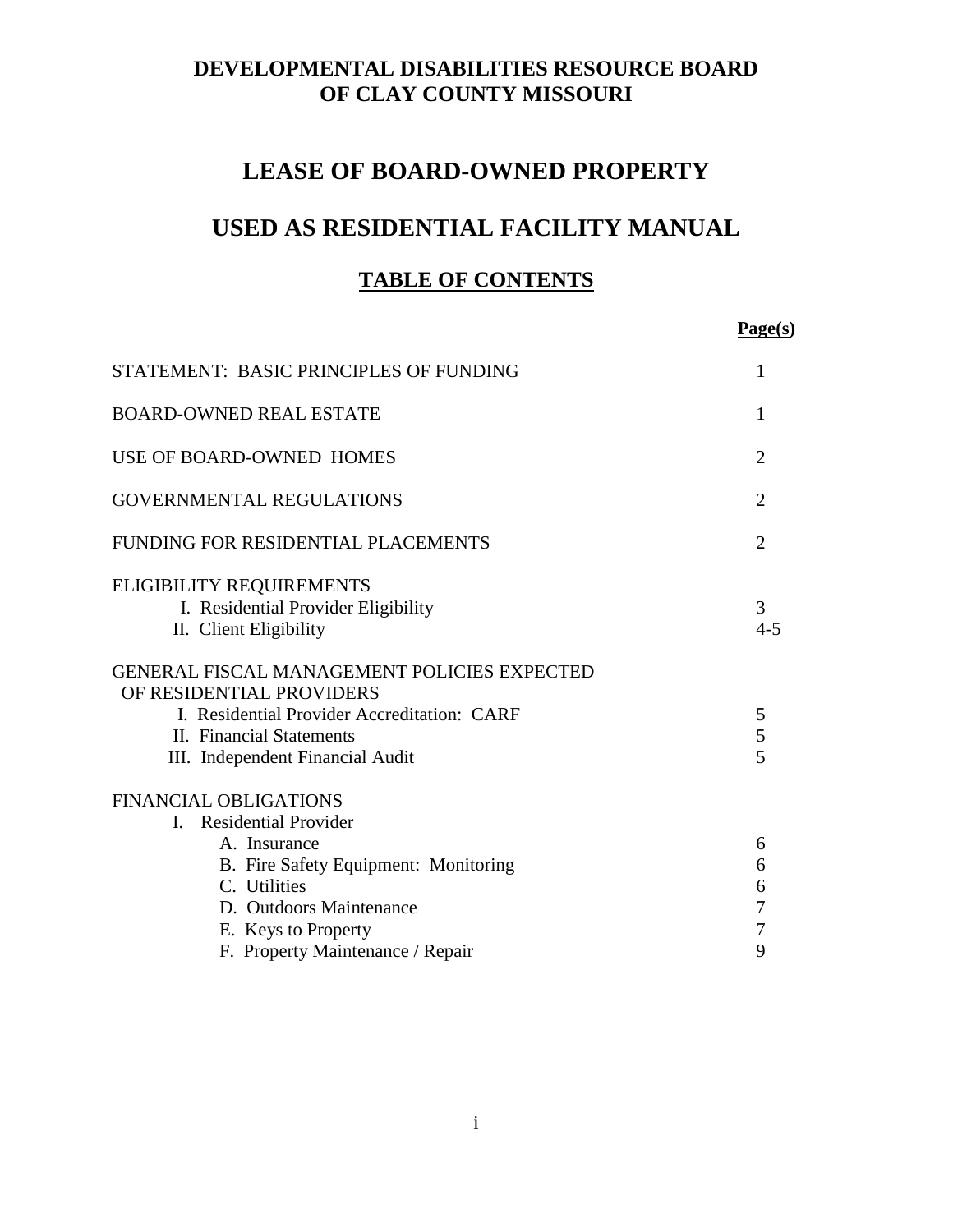# DEVELOPMENTAL DISABILITIES RESOURCE BOARD OF CLAY COUNTY MISSOURI

# LEASE OF BOARD-OWNED PROPERTY

# USED AS RESIDENTIAL FACILITY MANUAL

## TABLE OF CONTENTS

| | Page(s) |
|---|---|
| STATEMENT: BASIC PRINCIPLES OF FUNDING | 1 |
| BOARD-OWNED REAL ESTATE | 1 |
| USE OF BOARD-OWNED HOMES | 2 |
| GOVERNMENTAL REGULATIONS | 2 |
| FUNDING FOR RESIDENTIAL PLACEMENTS | 2 |
| ELIGIBILITY REQUIREMENTS | |
| I. Residential Provider Eligibility | 3 |
| II. Client Eligibility | 4-5 |
| GENERAL FISCAL MANAGEMENT POLICIES EXPECTED OF RESIDENTIAL PROVIDERS | |
| I. Residential Provider Accreditation: CARF | 5 |
| II. Financial Statements | 5 |
| III. Independent Financial Audit | 5 |
| FINANCIAL OBLIGATIONS | |
| I. Residential Provider | |
| A. Insurance | 6 |
| B. Fire Safety Equipment: Monitoring | 6 |
| C. Utilities | 6 |
| D. Outdoors Maintenance | 7 |
| E. Keys to Property | 7 |
| F. Property Maintenance / Repair | 9 |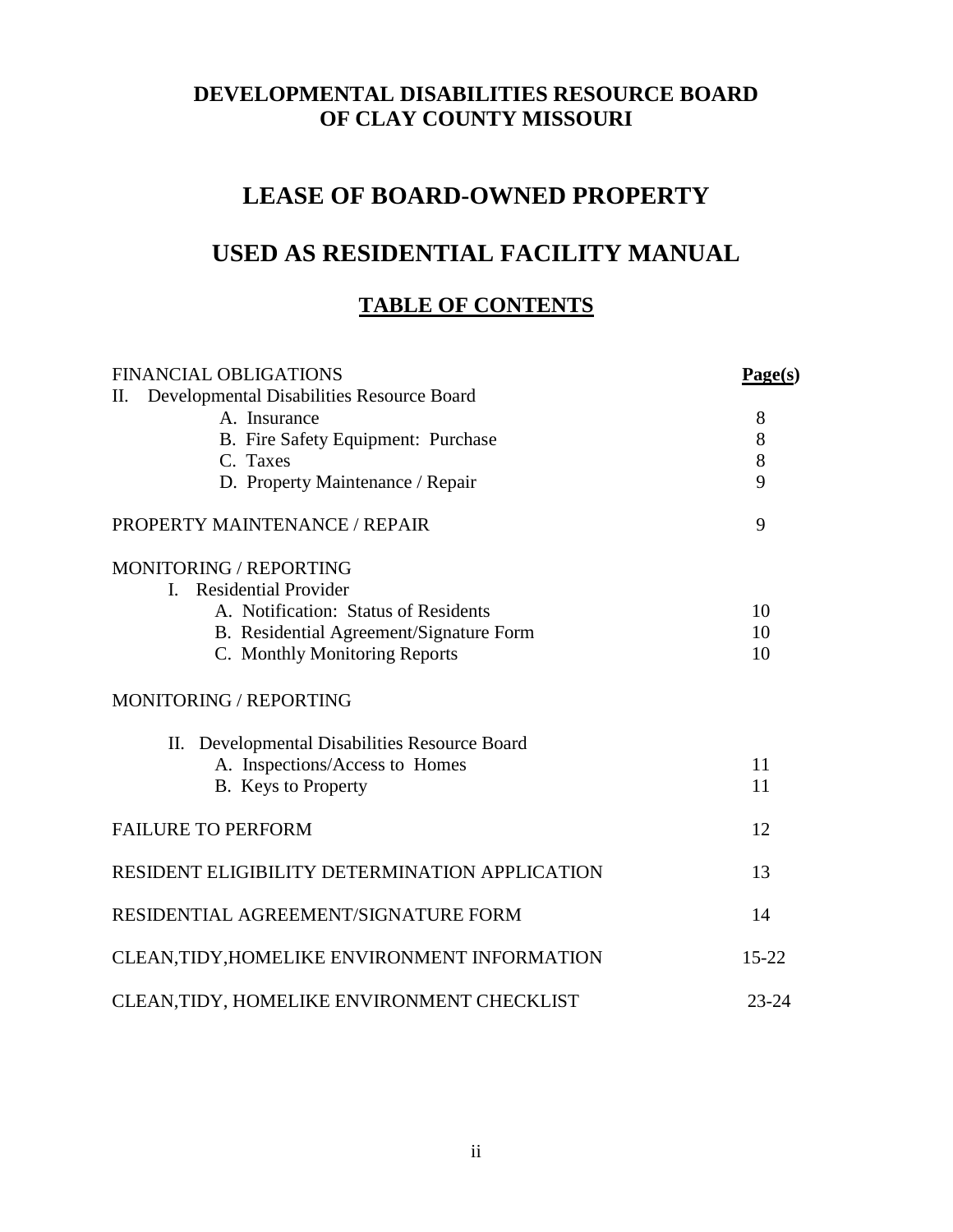# DEVELOPMENTAL DISABILITIES RESOURCE BOARD OF CLAY COUNTY MISSOURI

# LEASE OF BOARD-OWNED PROPERTY

# USED AS RESIDENTIAL FACILITY MANUAL

## TABLE OF CONTENTS

| | **Page(s)** |
|---|---|
| FINANCIAL OBLIGATIONS | |
| II. Developmental Disabilities Resource Board | |
| A. Insurance | 8 |
| B. Fire Safety Equipment: Purchase | 8 |
| C. Taxes | 8 |
| D. Property Maintenance / Repair | 9 |
| PROPERTY MAINTENANCE / REPAIR | 9 |
| MONITORING / REPORTING | |
| I. Residential Provider | |
| A. Notification: Status of Residents | 10 |
| B. Residential Agreement/Signature Form | 10 |
| C. Monthly Monitoring Reports | 10 |
| MONITORING / REPORTING | |
| II. Developmental Disabilities Resource Board | |
| A. Inspections/Access to Homes | 11 |
| B. Keys to Property | 11 |
| FAILURE TO PERFORM | 12 |
| RESIDENT ELIGIBILITY DETERMINATION APPLICATION | 13 |
| RESIDENTIAL AGREEMENT/SIGNATURE FORM | 14 |
| CLEAN,TIDY,HOMELIKE ENVIRONMENT INFORMATION | 15-22 |
| CLEAN,TIDY, HOMELIKE ENVIRONMENT CHECKLIST | 23-24 |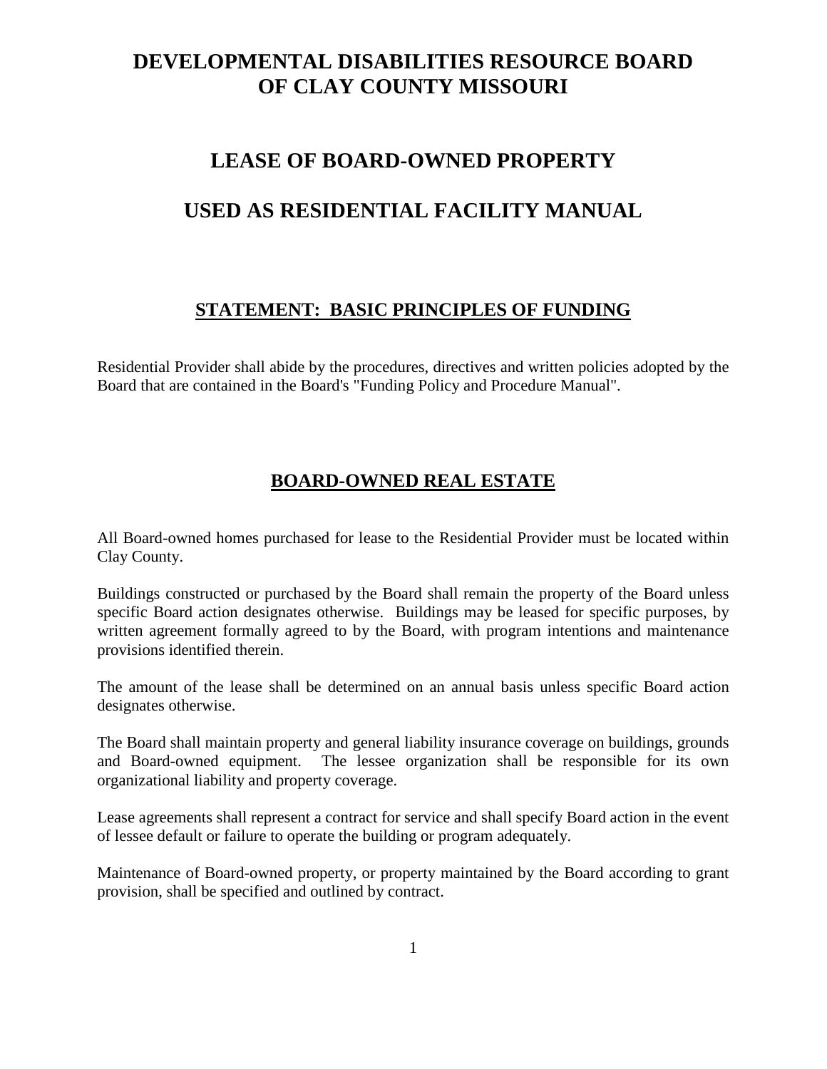# DEVELOPMENTAL DISABILITIES RESOURCE BOARD OF CLAY COUNTY MISSOURI

## LEASE OF BOARD-OWNED PROPERTY

## USED AS RESIDENTIAL FACILITY MANUAL

### STATEMENT: BASIC PRINCIPLES OF FUNDING

Residential Provider shall abide by the procedures, directives and written policies adopted by the Board that are contained in the Board's "Funding Policy and Procedure Manual".

### BOARD-OWNED REAL ESTATE

All Board-owned homes purchased for lease to the Residential Provider must be located within Clay County.

Buildings constructed or purchased by the Board shall remain the property of the Board unless specific Board action designates otherwise. Buildings may be leased for specific purposes, by written agreement formally agreed to by the Board, with program intentions and maintenance provisions identified therein.

The amount of the lease shall be determined on an annual basis unless specific Board action designates otherwise.

The Board shall maintain property and general liability insurance coverage on buildings, grounds and Board-owned equipment. The lessee organization shall be responsible for its own organizational liability and property coverage.

Lease agreements shall represent a contract for service and shall specify Board action in the event of lessee default or failure to operate the building or program adequately.

Maintenance of Board-owned property, or property maintained by the Board according to grant provision, shall be specified and outlined by contract.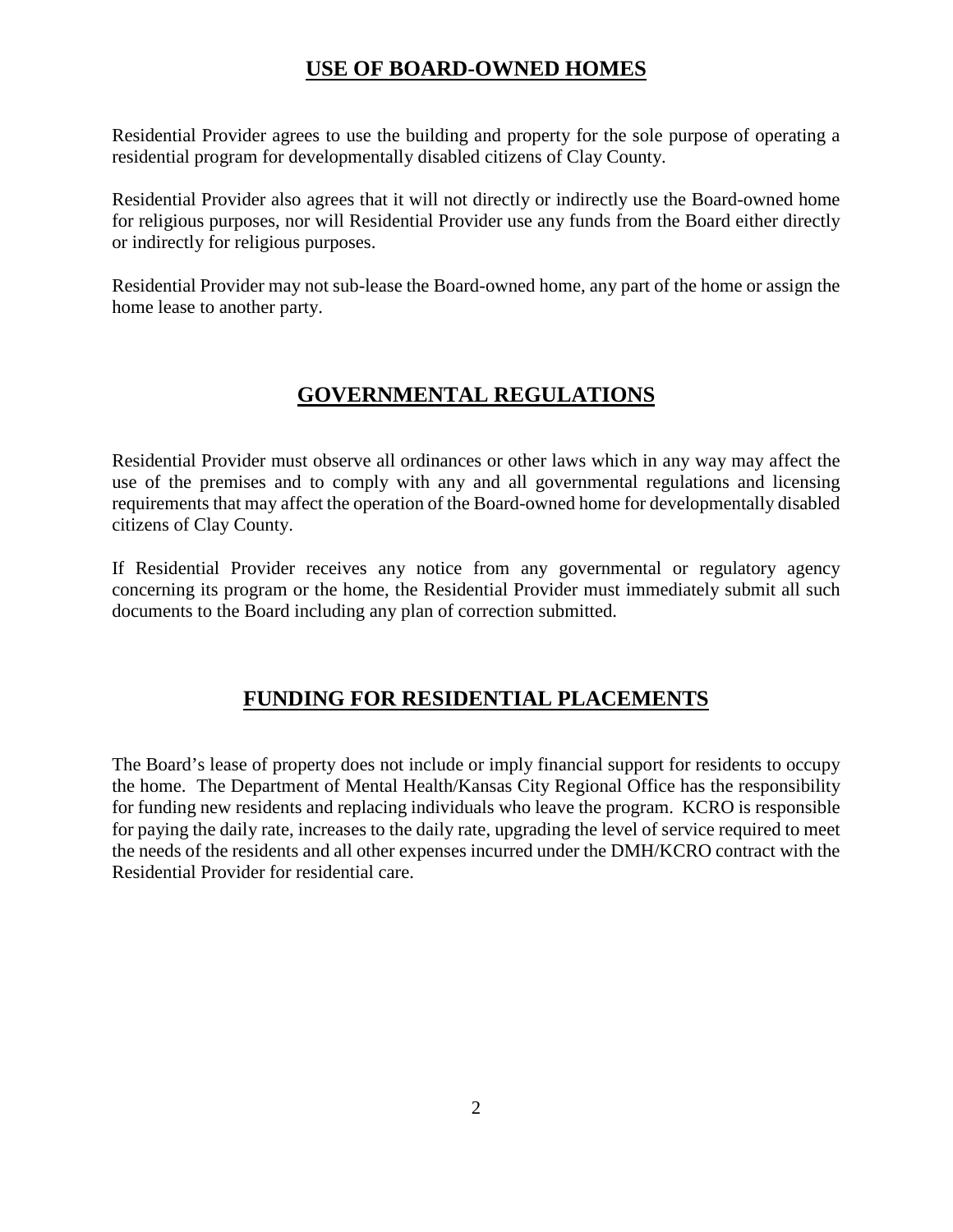## USE OF BOARD-OWNED HOMES

Residential Provider agrees to use the building and property for the sole purpose of operating a residential program for developmentally disabled citizens of Clay County.

Residential Provider also agrees that it will not directly or indirectly use the Board-owned home for religious purposes, nor will Residential Provider use any funds from the Board either directly or indirectly for religious purposes.

Residential Provider may not sub-lease the Board-owned home, any part of the home or assign the home lease to another party.

## GOVERNMENTAL REGULATIONS

Residential Provider must observe all ordinances or other laws which in any way may affect the use of the premises and to comply with any and all governmental regulations and licensing requirements that may affect the operation of the Board-owned home for developmentally disabled citizens of Clay County.

If Residential Provider receives any notice from any governmental or regulatory agency concerning its program or the home, the Residential Provider must immediately submit all such documents to the Board including any plan of correction submitted.

## FUNDING FOR RESIDENTIAL PLACEMENTS

The Board's lease of property does not include or imply financial support for residents to occupy the home. The Department of Mental Health/Kansas City Regional Office has the responsibility for funding new residents and replacing individuals who leave the program. KCRO is responsible for paying the daily rate, increases to the daily rate, upgrading the level of service required to meet the needs of the residents and all other expenses incurred under the DMH/KCRO contract with the Residential Provider for residential care.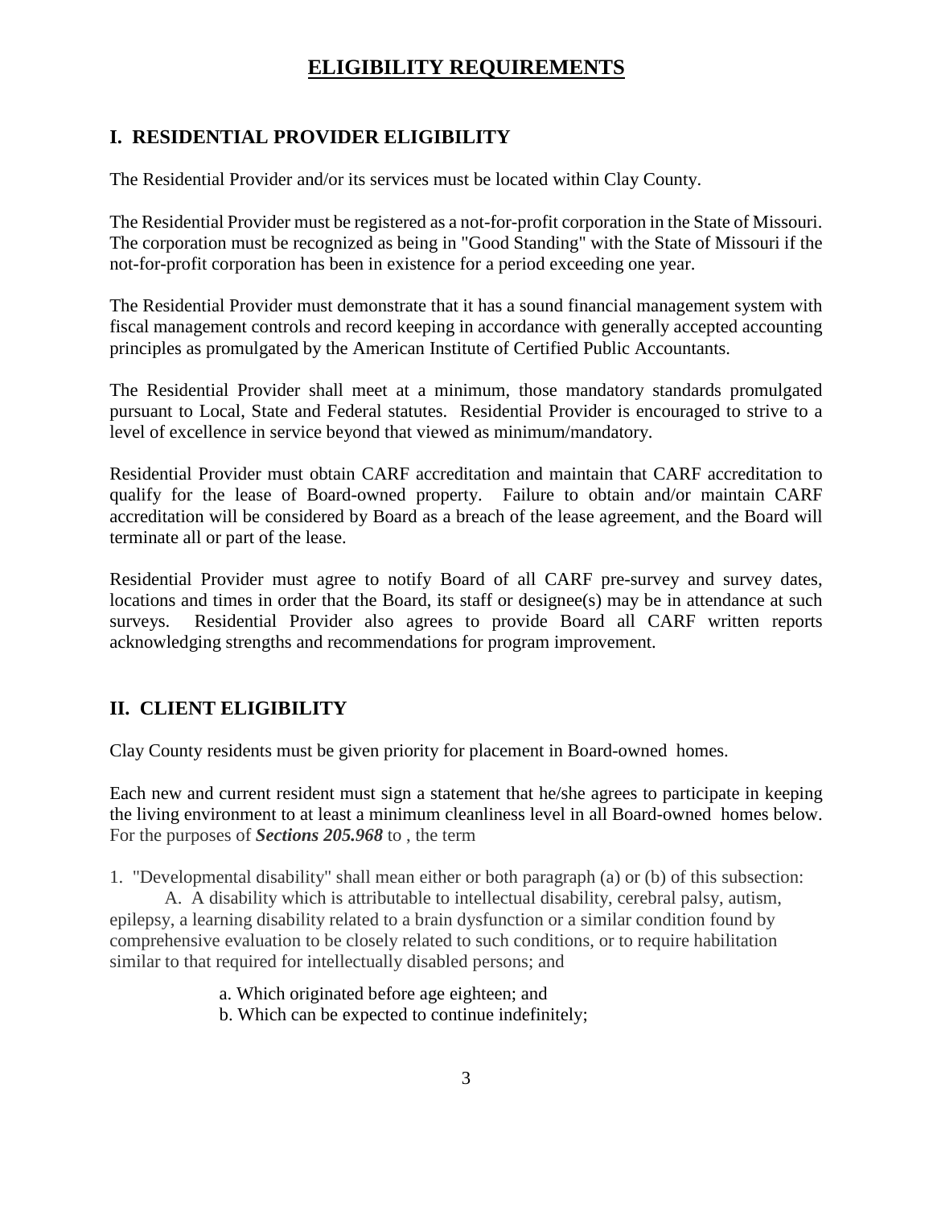# ELIGIBILITY REQUIREMENTS

## I. RESIDENTIAL PROVIDER ELIGIBILITY

The Residential Provider and/or its services must be located within Clay County.

The Residential Provider must be registered as a not-for-profit corporation in the State of Missouri. The corporation must be recognized as being in "Good Standing" with the State of Missouri if the not-for-profit corporation has been in existence for a period exceeding one year.

The Residential Provider must demonstrate that it has a sound financial management system with fiscal management controls and record keeping in accordance with generally accepted accounting principles as promulgated by the American Institute of Certified Public Accountants.

The Residential Provider shall meet at a minimum, those mandatory standards promulgated pursuant to Local, State and Federal statutes. Residential Provider is encouraged to strive to a level of excellence in service beyond that viewed as minimum/mandatory.

Residential Provider must obtain CARF accreditation and maintain that CARF accreditation to qualify for the lease of Board-owned property. Failure to obtain and/or maintain CARF accreditation will be considered by Board as a breach of the lease agreement, and the Board will terminate all or part of the lease.

Residential Provider must agree to notify Board of all CARF pre-survey and survey dates, locations and times in order that the Board, its staff or designee(s) may be in attendance at such surveys. Residential Provider also agrees to provide Board all CARF written reports acknowledging strengths and recommendations for program improvement.

## II. CLIENT ELIGIBILITY

Clay County residents must be given priority for placement in Board-owned homes.

Each new and current resident must sign a statement that he/she agrees to participate in keeping the living environment to at least a minimum cleanliness level in all Board-owned homes below. For the purposes of ***Sections 205.968*** to , the term

1. "Developmental disability" shall mean either or both paragraph (a) or (b) of this subsection:

   A. A disability which is attributable to intellectual disability, cerebral palsy, autism, epilepsy, a learning disability related to a brain dysfunction or a similar condition found by comprehensive evaluation to be closely related to such conditions, or to require habilitation similar to that required for intellectually disabled persons; and

      a. Which originated before age eighteen; and
      b. Which can be expected to continue indefinitely;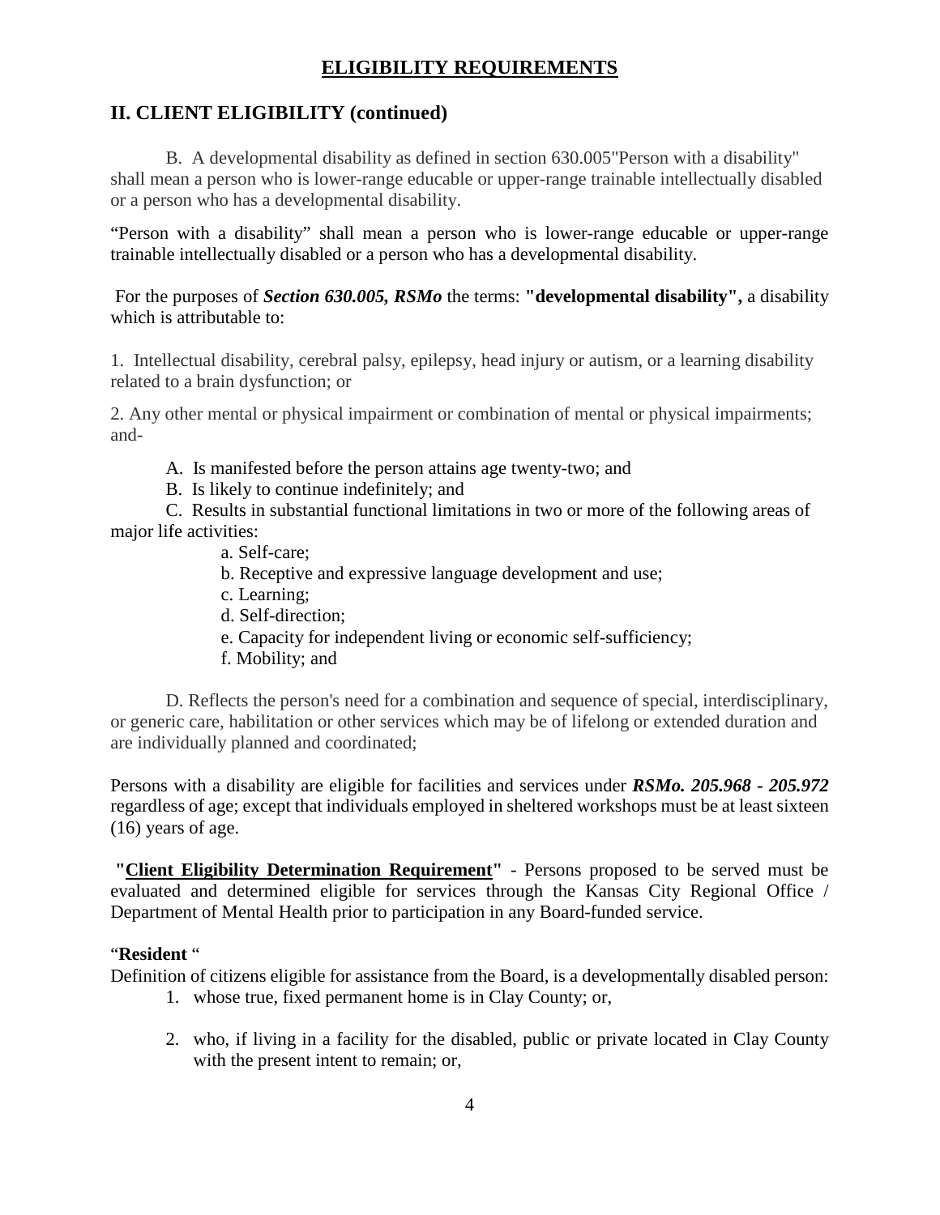## ELIGIBILITY REQUIREMENTS

## II. CLIENT ELIGIBILITY (continued)

B. A developmental disability as defined in section 630.005"Person with a disability" shall mean a person who is lower-range educable or upper-range trainable intellectually disabled or a person who has a developmental disability.

"Person with a disability" shall mean a person who is lower-range educable or upper-range trainable intellectually disabled or a person who has a developmental disability.

For the purposes of ***Section 630.005, RSMo*** the terms: **"developmental disability",** a disability which is attributable to:

1. Intellectual disability, cerebral palsy, epilepsy, head injury or autism, or a learning disability related to a brain dysfunction; or

2. Any other mental or physical impairment or combination of mental or physical impairments; and-

   A. Is manifested before the person attains age twenty-two; and
   
   B. Is likely to continue indefinitely; and
   
   C. Results in substantial functional limitations in two or more of the following areas of major life activities:
   
   a. Self-care;
   
   b. Receptive and expressive language development and use;
   
   c. Learning;
   
   d. Self-direction;
   
   e. Capacity for independent living or economic self-sufficiency;
   
   f. Mobility; and
   
   D. Reflects the person's need for a combination and sequence of special, interdisciplinary, or generic care, habilitation or other services which may be of lifelong or extended duration and are individually planned and coordinated;

Persons with a disability are eligible for facilities and services under ***RSMo. 205.968 - 205.972*** regardless of age; except that individuals employed in sheltered workshops must be at least sixteen (16) years of age.

**"Client Eligibility Determination Requirement"** - Persons proposed to be served must be evaluated and determined eligible for services through the Kansas City Regional Office / Department of Mental Health prior to participation in any Board-funded service.

"**Resident** "

Definition of citizens eligible for assistance from the Board, is a developmentally disabled person:

1. whose true, fixed permanent home is in Clay County; or,

2. who, if living in a facility for the disabled, public or private located in Clay County with the present intent to remain; or,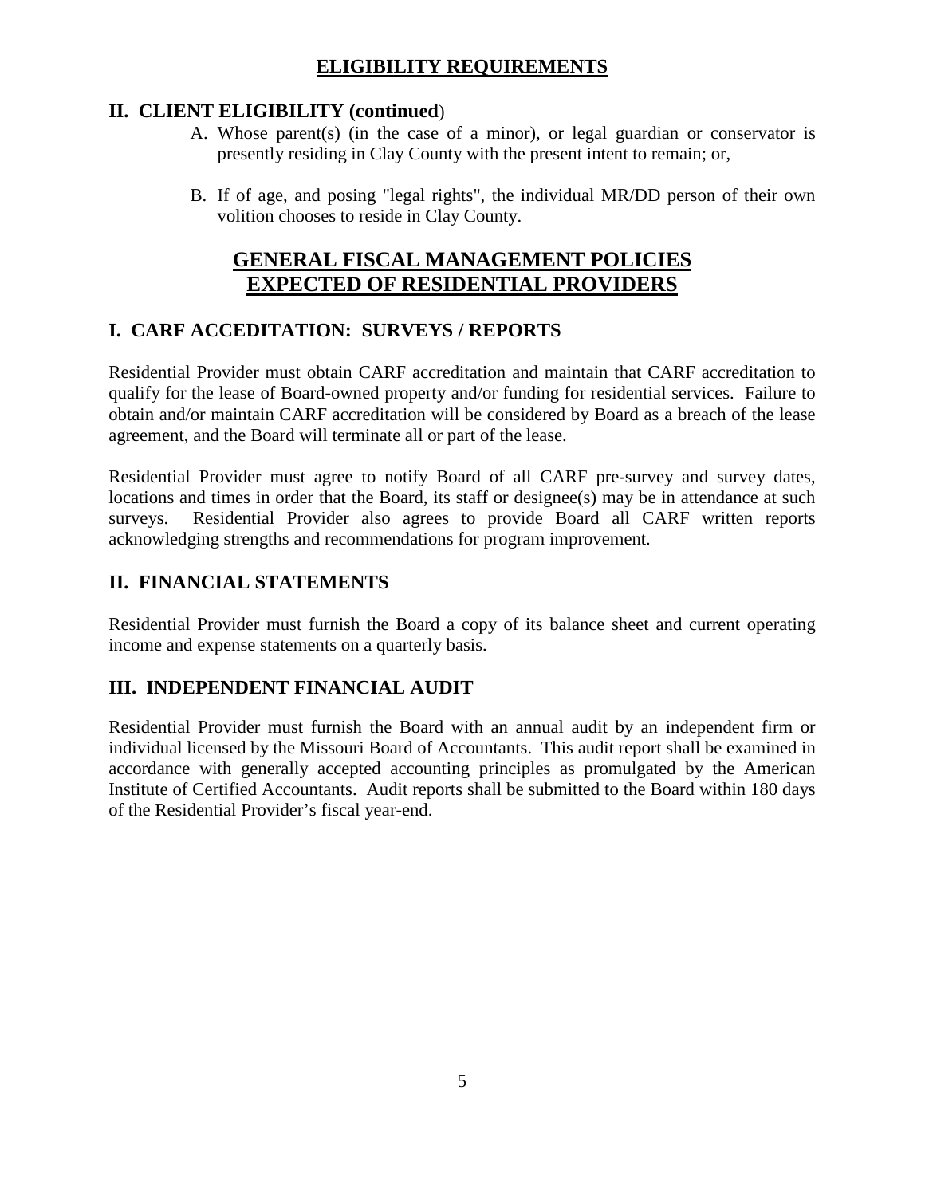# ELIGIBILITY REQUIREMENTS

## II. CLIENT ELIGIBILITY (continued)

A. Whose parent(s) (in the case of a minor), or legal guardian or conservator is presently residing in Clay County with the present intent to remain; or,

B. If of age, and posing "legal rights", the individual MR/DD person of their own volition chooses to reside in Clay County.

# GENERAL FISCAL MANAGEMENT POLICIES EXPECTED OF RESIDENTIAL PROVIDERS

## I. CARF ACCEDITATION: SURVEYS / REPORTS

Residential Provider must obtain CARF accreditation and maintain that CARF accreditation to qualify for the lease of Board-owned property and/or funding for residential services. Failure to obtain and/or maintain CARF accreditation will be considered by Board as a breach of the lease agreement, and the Board will terminate all or part of the lease.

Residential Provider must agree to notify Board of all CARF pre-survey and survey dates, locations and times in order that the Board, its staff or designee(s) may be in attendance at such surveys. Residential Provider also agrees to provide Board all CARF written reports acknowledging strengths and recommendations for program improvement.

## II. FINANCIAL STATEMENTS

Residential Provider must furnish the Board a copy of its balance sheet and current operating income and expense statements on a quarterly basis.

## III. INDEPENDENT FINANCIAL AUDIT

Residential Provider must furnish the Board with an annual audit by an independent firm or individual licensed by the Missouri Board of Accountants. This audit report shall be examined in accordance with generally accepted accounting principles as promulgated by the American Institute of Certified Accountants. Audit reports shall be submitted to the Board within 180 days of the Residential Provider's fiscal year-end.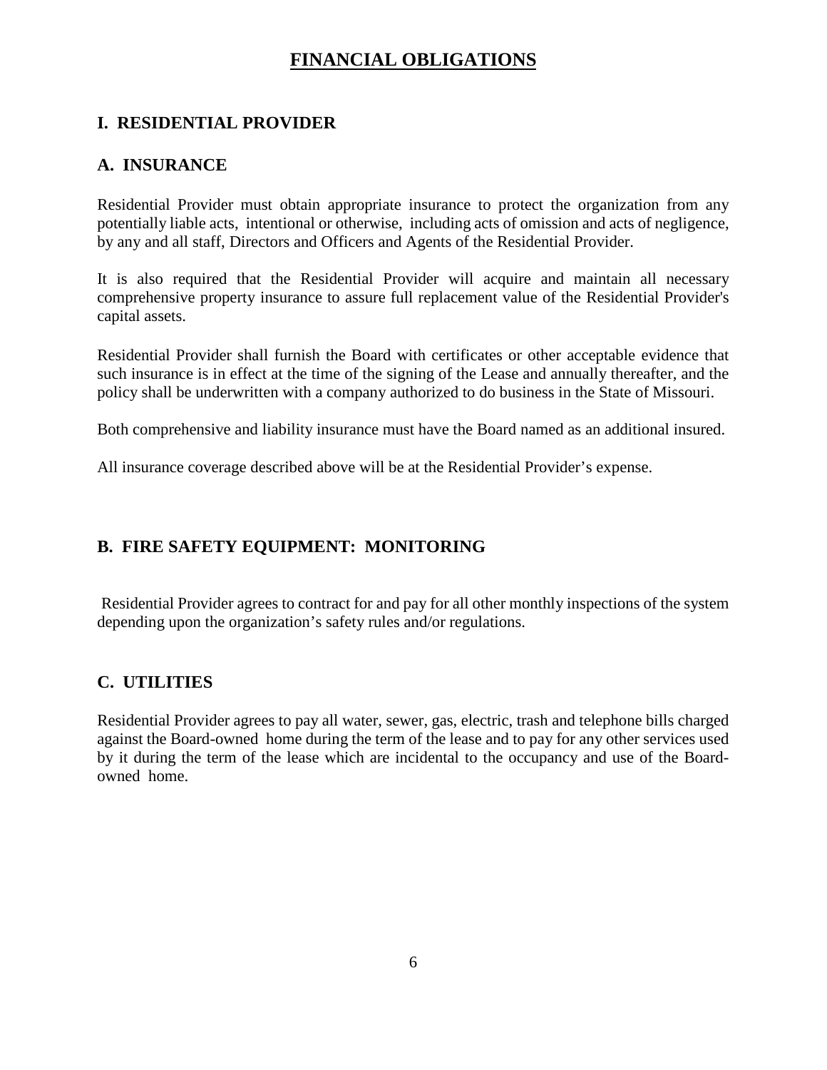# FINANCIAL OBLIGATIONS

## I. RESIDENTIAL PROVIDER

### A. INSURANCE

Residential Provider must obtain appropriate insurance to protect the organization from any potentially liable acts, intentional or otherwise, including acts of omission and acts of negligence, by any and all staff, Directors and Officers and Agents of the Residential Provider.

It is also required that the Residential Provider will acquire and maintain all necessary comprehensive property insurance to assure full replacement value of the Residential Provider's capital assets.

Residential Provider shall furnish the Board with certificates or other acceptable evidence that such insurance is in effect at the time of the signing of the Lease and annually thereafter, and the policy shall be underwritten with a company authorized to do business in the State of Missouri.

Both comprehensive and liability insurance must have the Board named as an additional insured.

All insurance coverage described above will be at the Residential Provider's expense.

### B. FIRE SAFETY EQUIPMENT: MONITORING

Residential Provider agrees to contract for and pay for all other monthly inspections of the system depending upon the organization's safety rules and/or regulations.

### C. UTILITIES

Residential Provider agrees to pay all water, sewer, gas, electric, trash and telephone bills charged against the Board-owned home during the term of the lease and to pay for any other services used by it during the term of the lease which are incidental to the occupancy and use of the Board-owned home.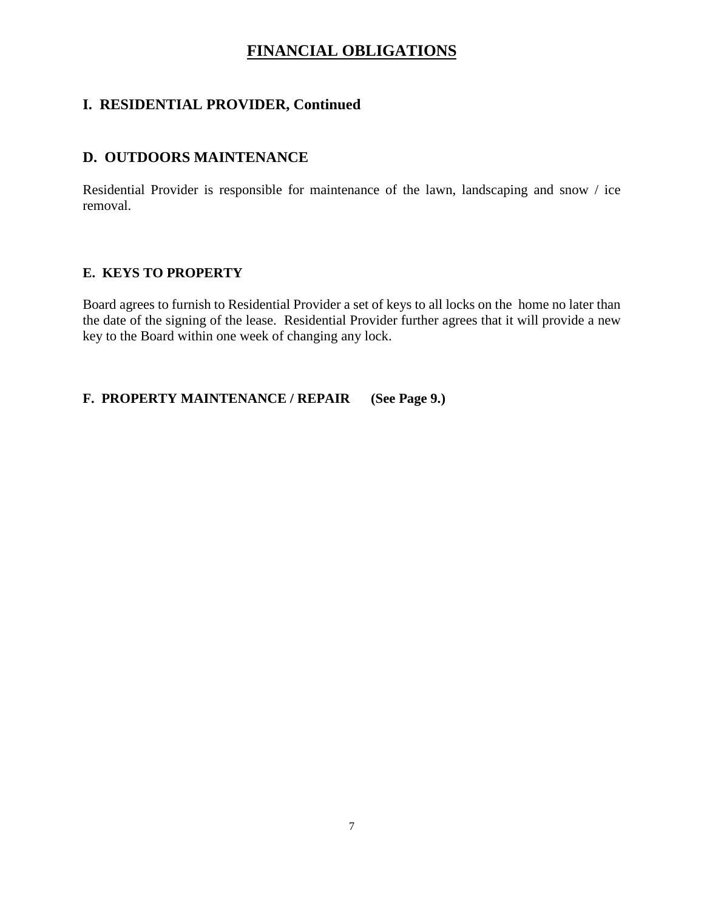# FINANCIAL OBLIGATIONS

## I. RESIDENTIAL PROVIDER, Continued

### D. OUTDOORS MAINTENANCE

Residential Provider is responsible for maintenance of the lawn, landscaping and snow / ice removal.

### E. KEYS TO PROPERTY

Board agrees to furnish to Residential Provider a set of keys to all locks on the home no later than the date of the signing of the lease. Residential Provider further agrees that it will provide a new key to the Board within one week of changing any lock.

### F. PROPERTY MAINTENANCE / REPAIR (See Page 9.)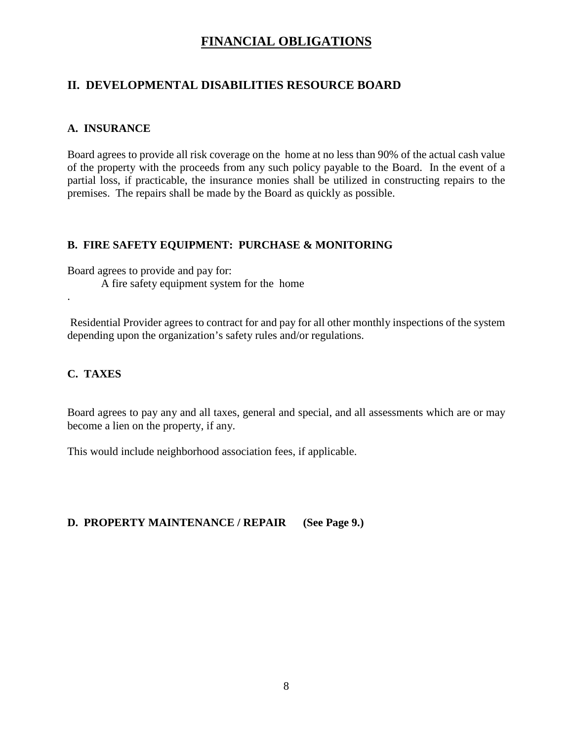# FINANCIAL OBLIGATIONS

## II. DEVELOPMENTAL DISABILITIES RESOURCE BOARD

### A. INSURANCE

Board agrees to provide all risk coverage on the home at no less than 90% of the actual cash value of the property with the proceeds from any such policy payable to the Board. In the event of a partial loss, if practicable, the insurance monies shall be utilized in constructing repairs to the premises. The repairs shall be made by the Board as quickly as possible.

### B. FIRE SAFETY EQUIPMENT: PURCHASE & MONITORING

Board agrees to provide and pay for:

A fire safety equipment system for the home

.

Residential Provider agrees to contract for and pay for all other monthly inspections of the system depending upon the organization's safety rules and/or regulations.

### C. TAXES

Board agrees to pay any and all taxes, general and special, and all assessments which are or may become a lien on the property, if any.

This would include neighborhood association fees, if applicable.

### D. PROPERTY MAINTENANCE / REPAIR (See Page 9.)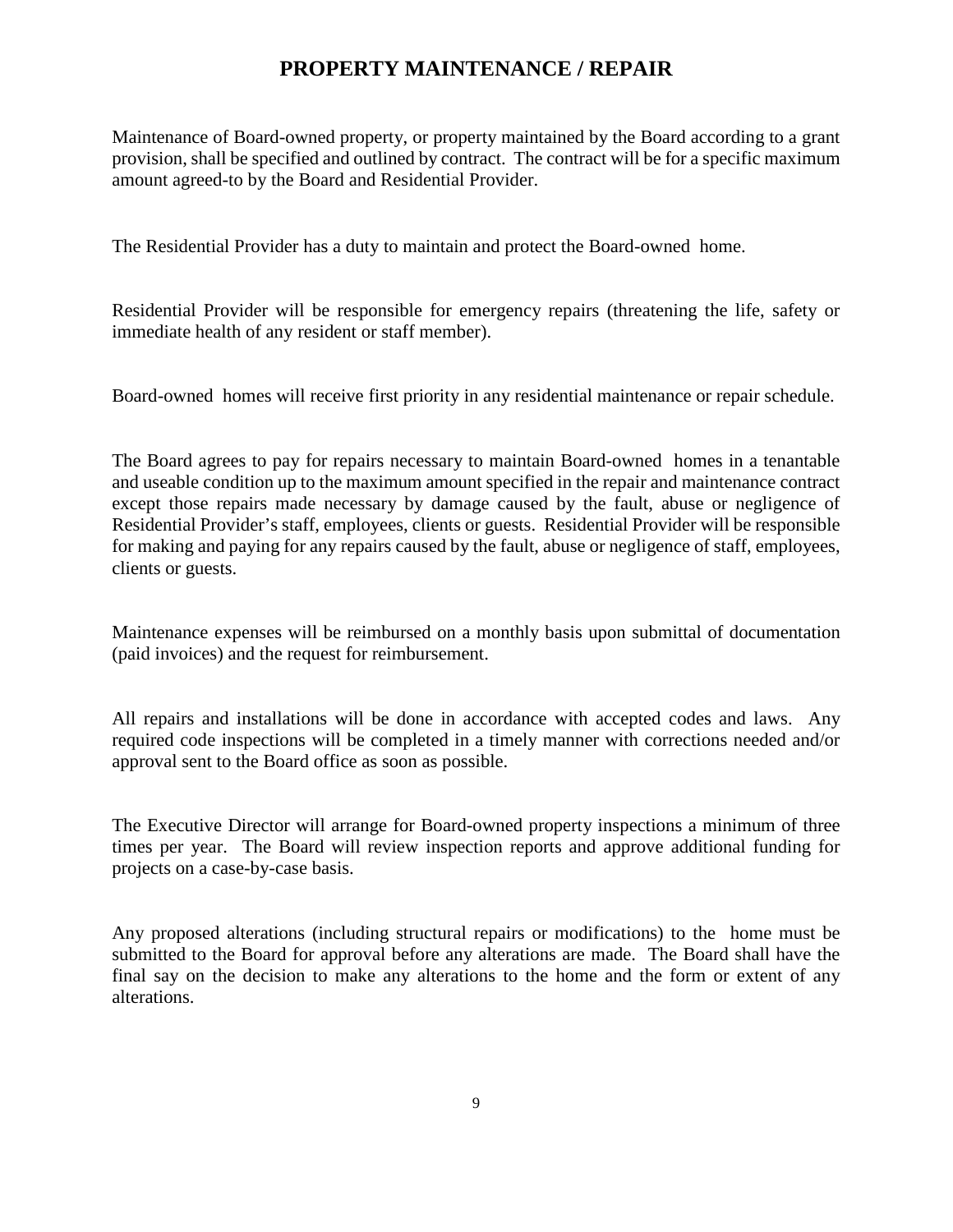# PROPERTY MAINTENANCE / REPAIR

Maintenance of Board-owned property, or property maintained by the Board according to a grant provision, shall be specified and outlined by contract. The contract will be for a specific maximum amount agreed-to by the Board and Residential Provider.

The Residential Provider has a duty to maintain and protect the Board-owned home.

Residential Provider will be responsible for emergency repairs (threatening the life, safety or immediate health of any resident or staff member).

Board-owned homes will receive first priority in any residential maintenance or repair schedule.

The Board agrees to pay for repairs necessary to maintain Board-owned homes in a tenantable and useable condition up to the maximum amount specified in the repair and maintenance contract except those repairs made necessary by damage caused by the fault, abuse or negligence of Residential Provider's staff, employees, clients or guests. Residential Provider will be responsible for making and paying for any repairs caused by the fault, abuse or negligence of staff, employees, clients or guests.

Maintenance expenses will be reimbursed on a monthly basis upon submittal of documentation (paid invoices) and the request for reimbursement.

All repairs and installations will be done in accordance with accepted codes and laws. Any required code inspections will be completed in a timely manner with corrections needed and/or approval sent to the Board office as soon as possible.

The Executive Director will arrange for Board-owned property inspections a minimum of three times per year. The Board will review inspection reports and approve additional funding for projects on a case-by-case basis.

Any proposed alterations (including structural repairs or modifications) to the home must be submitted to the Board for approval before any alterations are made. The Board shall have the final say on the decision to make any alterations to the home and the form or extent of any alterations.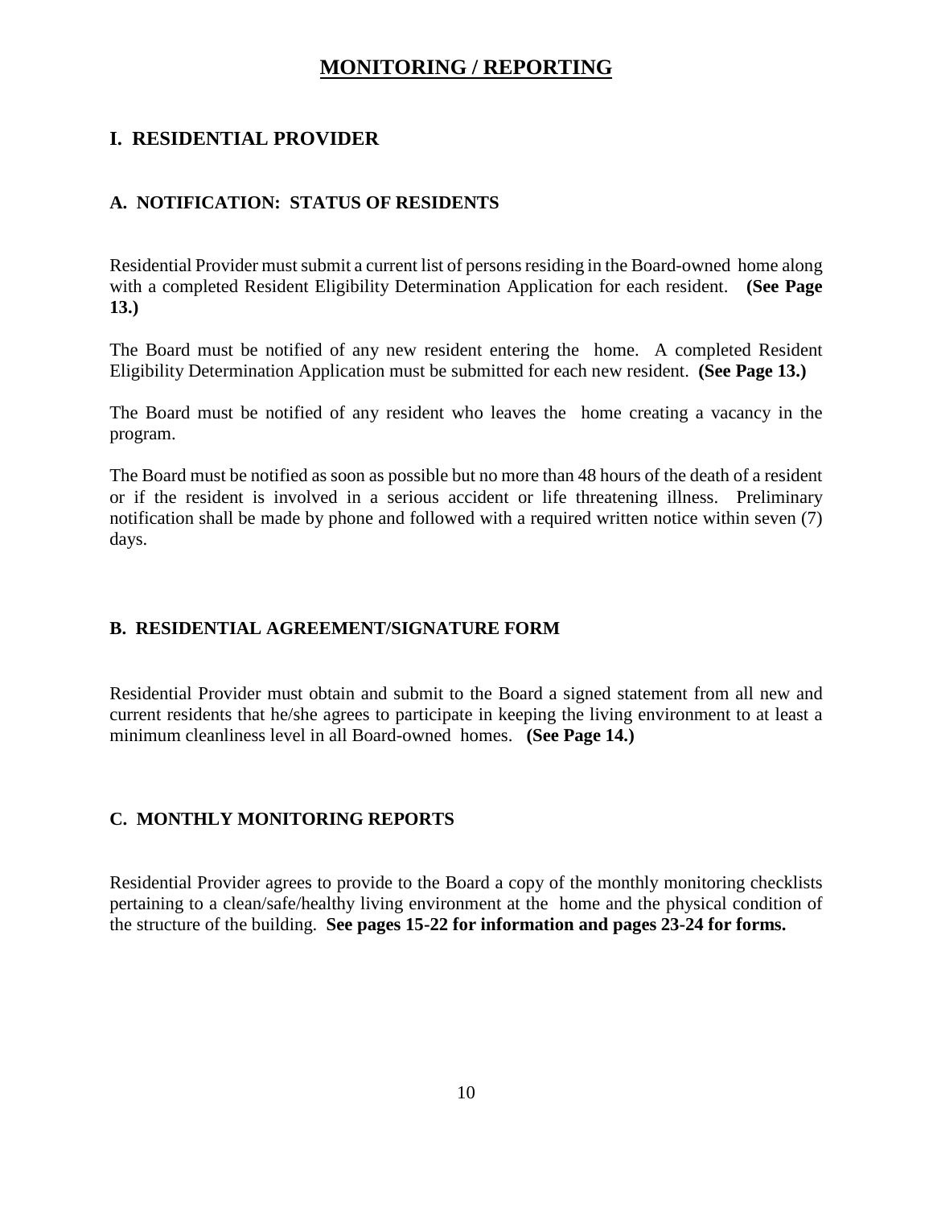# MONITORING / REPORTING

## I. RESIDENTIAL PROVIDER

### A. NOTIFICATION: STATUS OF RESIDENTS

Residential Provider must submit a current list of persons residing in the Board-owned home along with a completed Resident Eligibility Determination Application for each resident. **(See Page 13.)**

The Board must be notified of any new resident entering the home. A completed Resident Eligibility Determination Application must be submitted for each new resident. **(See Page 13.)**

The Board must be notified of any resident who leaves the home creating a vacancy in the program.

The Board must be notified as soon as possible but no more than 48 hours of the death of a resident or if the resident is involved in a serious accident or life threatening illness. Preliminary notification shall be made by phone and followed with a required written notice within seven (7) days.

### B. RESIDENTIAL AGREEMENT/SIGNATURE FORM

Residential Provider must obtain and submit to the Board a signed statement from all new and current residents that he/she agrees to participate in keeping the living environment to at least a minimum cleanliness level in all Board-owned homes. **(See Page 14.)**

### C. MONTHLY MONITORING REPORTS

Residential Provider agrees to provide to the Board a copy of the monthly monitoring checklists pertaining to a clean/safe/healthy living environment at the home and the physical condition of the structure of the building. **See pages 15-22 for information and pages 23-24 for forms.**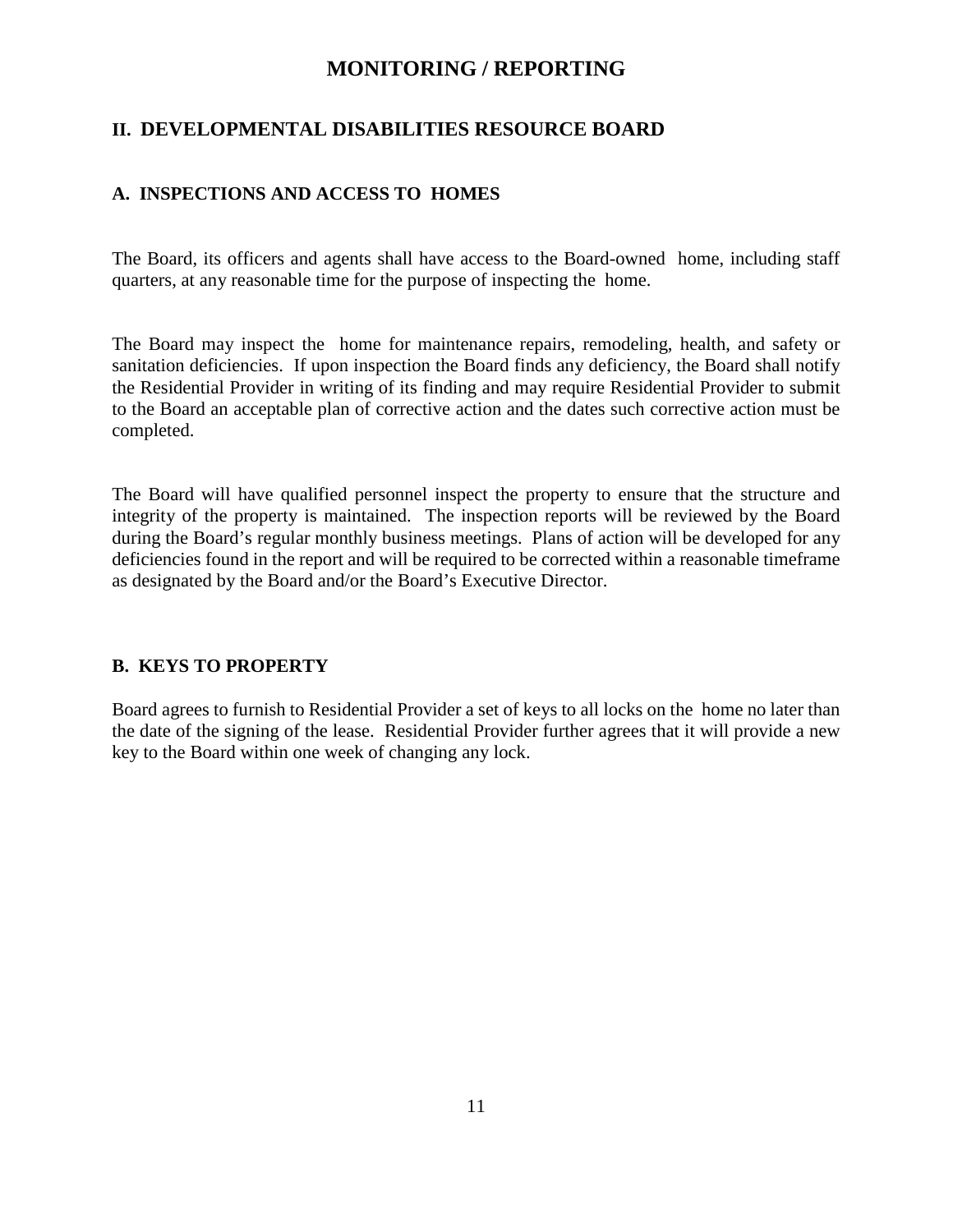# MONITORING / REPORTING

## II. DEVELOPMENTAL DISABILITIES RESOURCE BOARD

### A. INSPECTIONS AND ACCESS TO HOMES

The Board, its officers and agents shall have access to the Board-owned home, including staff quarters, at any reasonable time for the purpose of inspecting the home.

The Board may inspect the home for maintenance repairs, remodeling, health, and safety or sanitation deficiencies. If upon inspection the Board finds any deficiency, the Board shall notify the Residential Provider in writing of its finding and may require Residential Provider to submit to the Board an acceptable plan of corrective action and the dates such corrective action must be completed.

The Board will have qualified personnel inspect the property to ensure that the structure and integrity of the property is maintained. The inspection reports will be reviewed by the Board during the Board's regular monthly business meetings. Plans of action will be developed for any deficiencies found in the report and will be required to be corrected within a reasonable timeframe as designated by the Board and/or the Board's Executive Director.

### B. KEYS TO PROPERTY

Board agrees to furnish to Residential Provider a set of keys to all locks on the home no later than the date of the signing of the lease. Residential Provider further agrees that it will provide a new key to the Board within one week of changing any lock.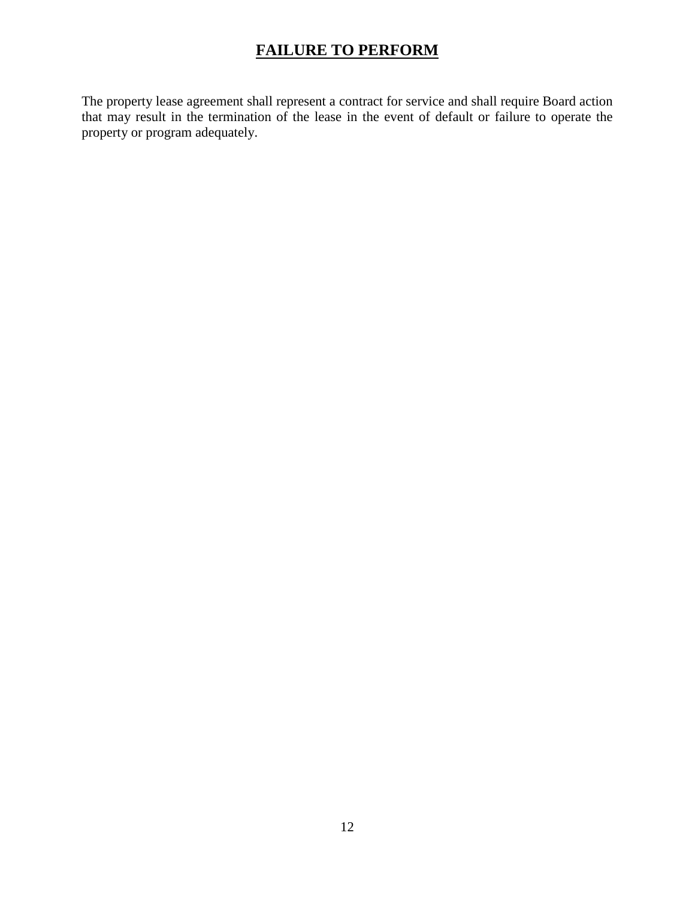# **FAILURE TO PERFORM**

The property lease agreement shall represent a contract for service and shall require Board action that may result in the termination of the lease in the event of default or failure to operate the property or program adequately.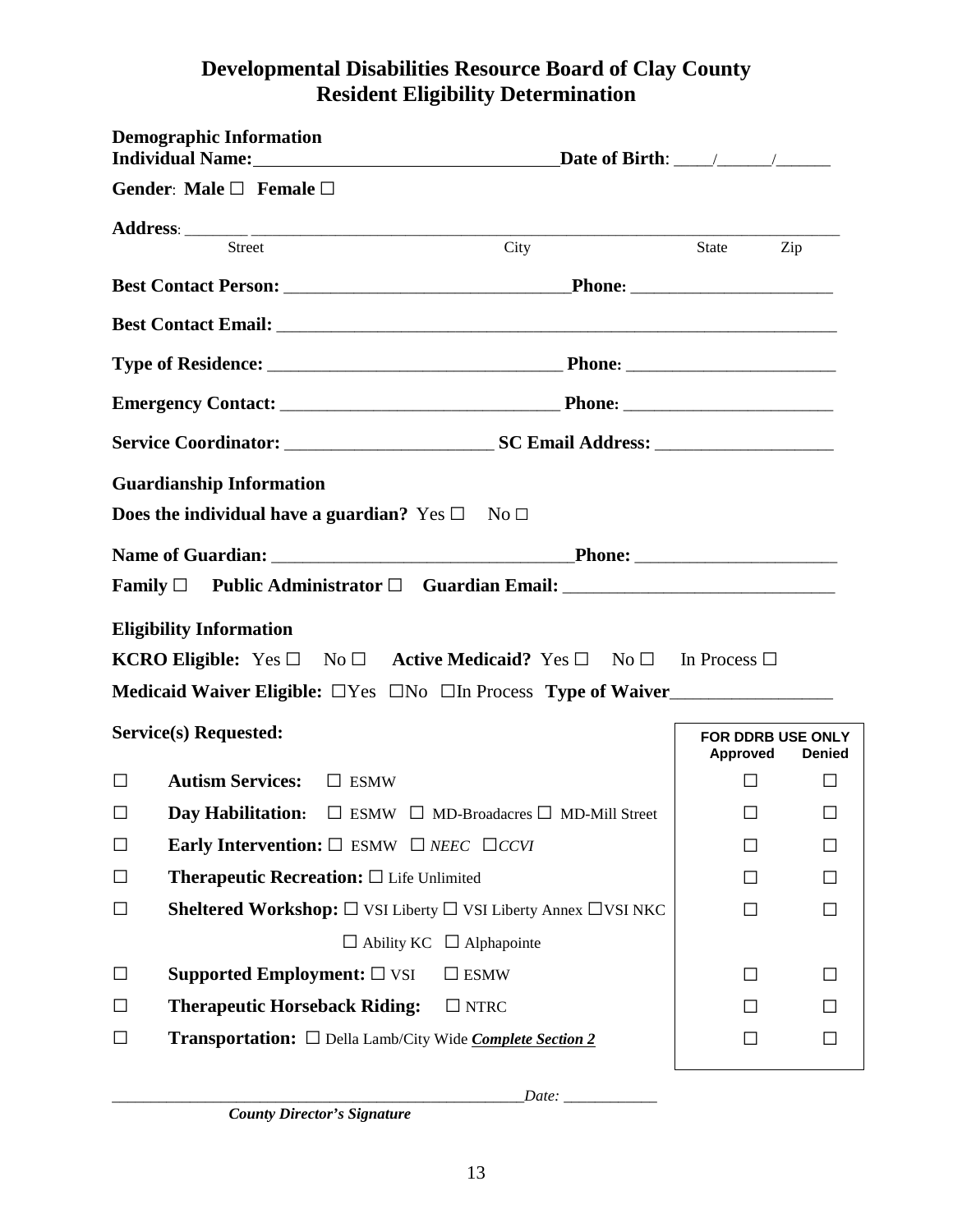# Developmental Disabilities Resource Board of Clay County
# Resident Eligibility Determination

**Demographic Information**

**Individual Name:**\_\_\_\_\_\_\_\_\_\_\_\_\_\_\_\_\_\_\_\_\_\_\_\_\_\_\_\_\_\_\_\_\_\_ **Date of Birth**: \_\_\_\_/\_\_\_\_\_\_/\_\_\_\_\_\_

**Gender**: **Male** ☐ **Female** ☐

**Address**: \_\_\_\_\_\_\_\_\_\_\_\_\_\_\_\_\_\_\_\_\_\_\_\_\_\_\_\_\_\_\_\_\_\_\_\_\_\_\_\_\_\_\_\_\_\_\_\_\_\_\_\_\_\_\_\_\_\_\_\_\_\_\_\_\_\_\_\_\_\_\_\_\_\_

Street City State Zip

**Best Contact Person:** \_\_\_\_\_\_\_\_\_\_\_\_\_\_\_\_\_\_\_\_\_\_\_\_\_\_\_\_\_\_\_\_ **Phone**: \_\_\_\_\_\_\_\_\_\_\_\_\_\_\_\_\_\_\_\_\_\_\_

**Best Contact Email:** \_\_\_\_\_\_\_\_\_\_\_\_\_\_\_\_\_\_\_\_\_\_\_\_\_\_\_\_\_\_\_\_\_\_\_\_\_\_\_\_\_\_\_\_\_\_\_\_\_\_\_\_\_\_\_\_\_\_\_\_\_\_\_\_

**Type of Residence:** \_\_\_\_\_\_\_\_\_\_\_\_\_\_\_\_\_\_\_\_\_\_\_\_\_\_\_\_\_\_\_\_\_ **Phone**: \_\_\_\_\_\_\_\_\_\_\_\_\_\_\_\_\_\_\_\_\_\_\_\_

**Emergency Contact:** \_\_\_\_\_\_\_\_\_\_\_\_\_\_\_\_\_\_\_\_\_\_\_\_\_\_\_\_\_\_\_ **Phone**: \_\_\_\_\_\_\_\_\_\_\_\_\_\_\_\_\_\_\_\_\_\_\_\_

**Service Coordinator:** \_\_\_\_\_\_\_\_\_\_\_\_\_\_\_\_\_\_\_\_\_\_\_\_ **SC Email Address:** \_\_\_\_\_\_\_\_\_\_\_\_\_\_\_\_\_\_\_\_

**Guardianship Information**

**Does the individual have a guardian?** Yes ☐ No ☐

**Name of Guardian:** \_\_\_\_\_\_\_\_\_\_\_\_\_\_\_\_\_\_\_\_\_\_\_\_\_\_\_\_\_\_\_\_\_\_ **Phone:** \_\_\_\_\_\_\_\_\_\_\_\_\_\_\_\_\_\_\_\_\_\_\_

**Family** ☐ **Public Administrator** ☐ **Guardian Email:** \_\_\_\_\_\_\_\_\_\_\_\_\_\_\_\_\_\_\_\_\_\_\_\_\_\_\_\_\_\_

**Eligibility Information**

**KCRO Eligible:** Yes ☐ No ☐ **Active Medicaid?** Yes ☐ No ☐ In Process ☐

**Medicaid Waiver Eligible:** ☐Yes ☐No ☐In Process **Type of Waiver**\_\_\_\_\_\_\_\_\_\_\_\_\_\_\_\_\_\_

| | **Service(s) Requested:** | **FOR DDRB USE ONLY** Approved | Denied |
|---|---|---|---|
| ☐ | **Autism Services:** ☐ ESMW | ☐ | ☐ |
| ☐ | **Day Habilitation:** ☐ ESMW ☐ MD-Broadacres ☐ MD-Mill Street | ☐ | ☐ |
| ☐ | **Early Intervention:** ☐ ESMW ☐ *NEEC* ☐*CCVI* | ☐ | ☐ |
| ☐ | **Therapeutic Recreation:** ☐ Life Unlimited | ☐ | ☐ |
| ☐ | **Sheltered Workshop:** ☐ VSI Liberty ☐ VSI Liberty Annex ☐VSI NKC ☐ Ability KC ☐ Alphapointe | ☐ | ☐ |
| ☐ | **Supported Employment:** ☐ VSI ☐ ESMW | ☐ | ☐ |
| ☐ | **Therapeutic Horseback Riding:** ☐ NTRC | ☐ | ☐ |
| ☐ | **Transportation:** ☐ Della Lamb/City Wide ***Complete Section 2*** | ☐ | ☐ |

\_\_\_\_\_\_\_\_\_\_\_\_\_\_\_\_\_\_\_\_\_\_\_\_\_\_\_\_\_\_\_\_\_\_\_\_\_\_\_\_\_\_\_\_\_\_\_\_\_\_\_\_*Date:* \_\_\_\_\_\_\_\_\_\_\_\_

***County Director's Signature***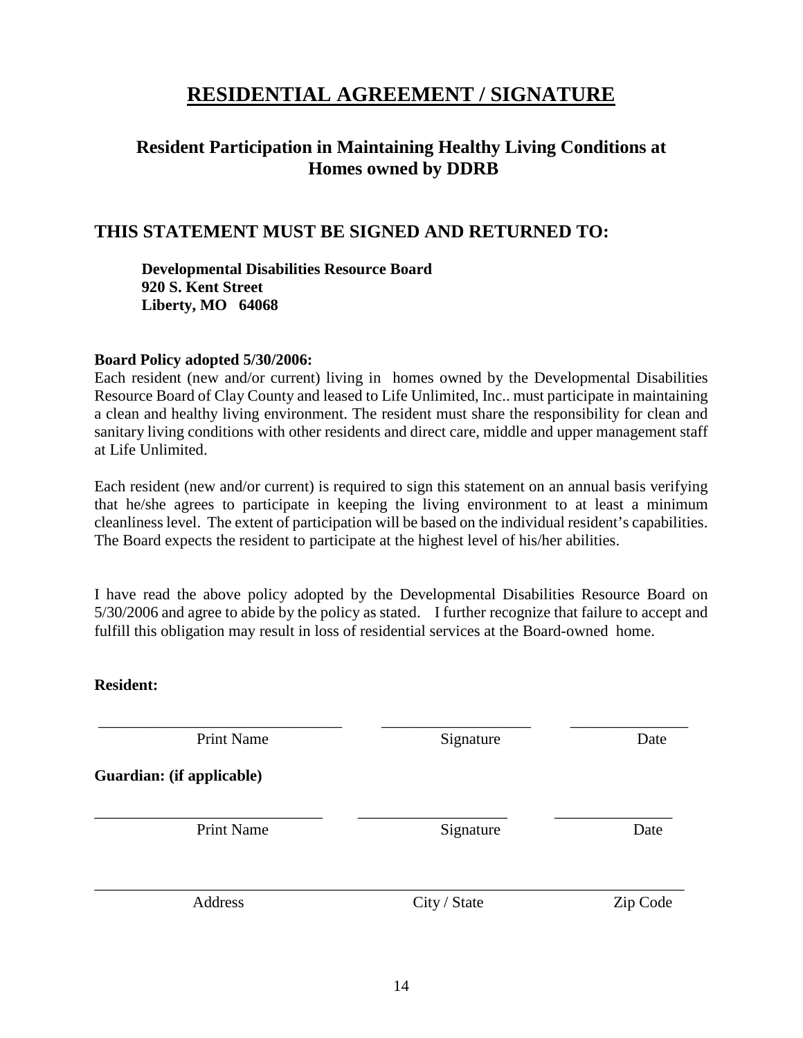# RESIDENTIAL AGREEMENT / SIGNATURE

## Resident Participation in Maintaining Healthy Living Conditions at Homes owned by DDRB

## THIS STATEMENT MUST BE SIGNED AND RETURNED TO:

**Developmental Disabilities Resource Board**
**920 S. Kent Street**
**Liberty, MO 64068**

**Board Policy adopted 5/30/2006:**
Each resident (new and/or current) living in homes owned by the Developmental Disabilities Resource Board of Clay County and leased to Life Unlimited, Inc.. must participate in maintaining a clean and healthy living environment. The resident must share the responsibility for clean and sanitary living conditions with other residents and direct care, middle and upper management staff at Life Unlimited.

Each resident (new and/or current) is required to sign this statement on an annual basis verifying that he/she agrees to participate in keeping the living environment to at least a minimum cleanliness level. The extent of participation will be based on the individual resident's capabilities. The Board expects the resident to participate at the highest level of his/her abilities.

I have read the above policy adopted by the Developmental Disabilities Resource Board on 5/30/2006 and agree to abide by the policy as stated. I further recognize that failure to accept and fulfill this obligation may result in loss of residential services at the Board-owned home.

**Resident:**

\_\_\_\_\_\_\_\_\_\_\_\_\_\_\_\_\_\_\_\_\_\_\_\_\_\_\_\_\_\_ \_\_\_\_\_\_\_\_\_\_\_\_\_\_\_\_\_\_\_\_ \_\_\_\_\_\_\_\_\_\_\_\_\_\_\_
Print Name Signature Date

**Guardian: (if applicable)**

\_\_\_\_\_\_\_\_\_\_\_\_\_\_\_\_\_\_\_\_\_\_\_\_\_\_\_\_\_\_ \_\_\_\_\_\_\_\_\_\_\_\_\_\_\_\_\_\_\_\_ \_\_\_\_\_\_\_\_\_\_\_\_\_\_\_
Print Name Signature Date

\_\_\_\_\_\_\_\_\_\_\_\_\_\_\_\_\_\_\_\_\_\_\_\_\_\_\_\_\_\_\_\_\_\_\_\_\_\_\_\_\_\_\_\_\_\_\_\_\_\_\_\_\_\_\_\_\_\_\_\_\_\_\_\_\_\_\_\_\_\_\_\_
Address City / State Zip Code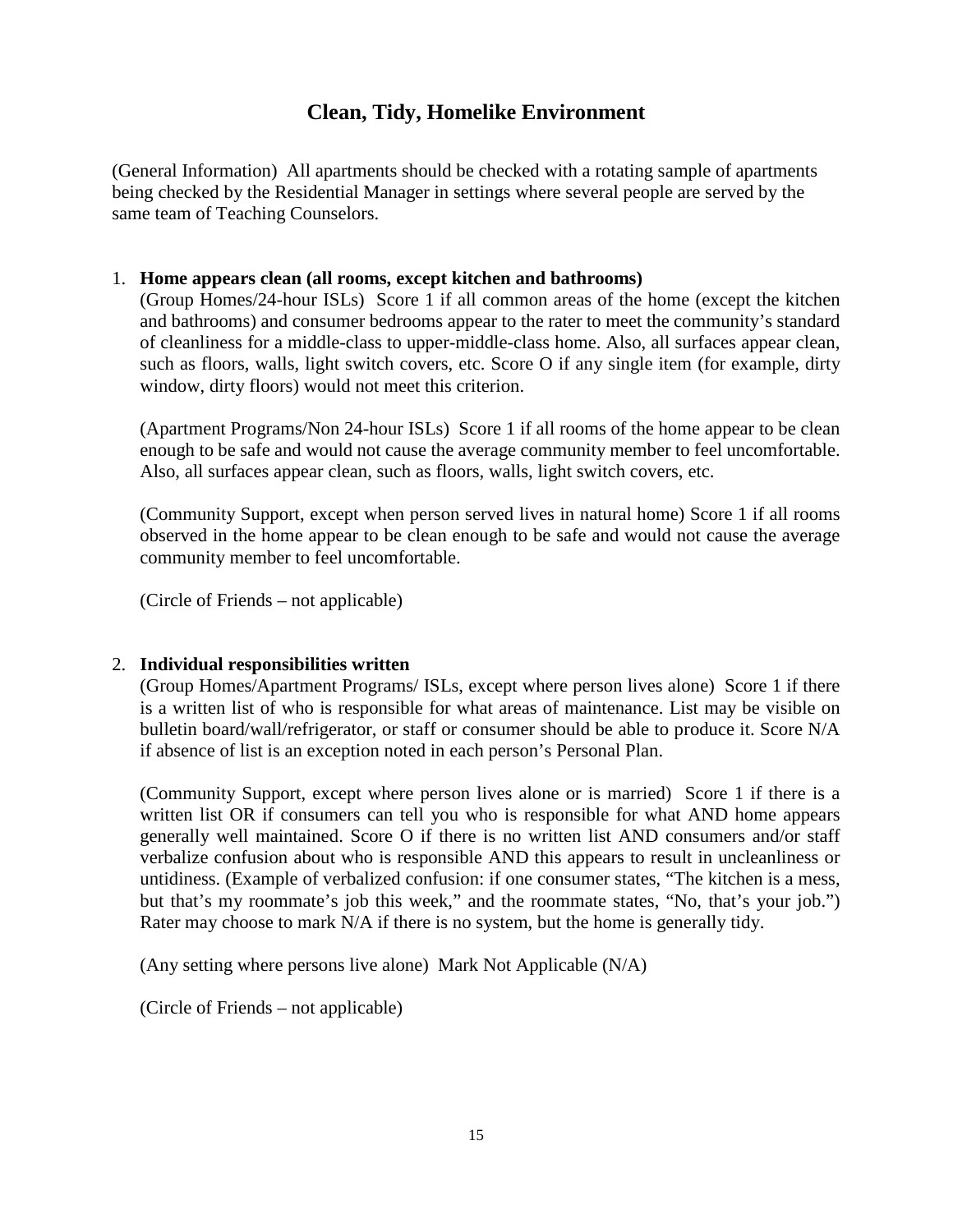# Clean, Tidy, Homelike Environment

(General Information) All apartments should be checked with a rotating sample of apartments being checked by the Residential Manager in settings where several people are served by the same team of Teaching Counselors.

1. **Home appears clean (all rooms, except kitchen and bathrooms)**

   (Group Homes/24-hour ISLs) Score 1 if all common areas of the home (except the kitchen and bathrooms) and consumer bedrooms appear to the rater to meet the community's standard of cleanliness for a middle-class to upper-middle-class home. Also, all surfaces appear clean, such as floors, walls, light switch covers, etc. Score O if any single item (for example, dirty window, dirty floors) would not meet this criterion.

   (Apartment Programs/Non 24-hour ISLs) Score 1 if all rooms of the home appear to be clean enough to be safe and would not cause the average community member to feel uncomfortable. Also, all surfaces appear clean, such as floors, walls, light switch covers, etc.

   (Community Support, except when person served lives in natural home) Score 1 if all rooms observed in the home appear to be clean enough to be safe and would not cause the average community member to feel uncomfortable.

   (Circle of Friends – not applicable)

2. **Individual responsibilities written**

   (Group Homes/Apartment Programs/ ISLs, except where person lives alone) Score 1 if there is a written list of who is responsible for what areas of maintenance. List may be visible on bulletin board/wall/refrigerator, or staff or consumer should be able to produce it. Score N/A if absence of list is an exception noted in each person's Personal Plan.

   (Community Support, except where person lives alone or is married) Score 1 if there is a written list OR if consumers can tell you who is responsible for what AND home appears generally well maintained. Score O if there is no written list AND consumers and/or staff verbalize confusion about who is responsible AND this appears to result in uncleanliness or untidiness. (Example of verbalized confusion: if one consumer states, "The kitchen is a mess, but that's my roommate's job this week," and the roommate states, "No, that's your job.") Rater may choose to mark N/A if there is no system, but the home is generally tidy.

   (Any setting where persons live alone) Mark Not Applicable (N/A)

   (Circle of Friends – not applicable)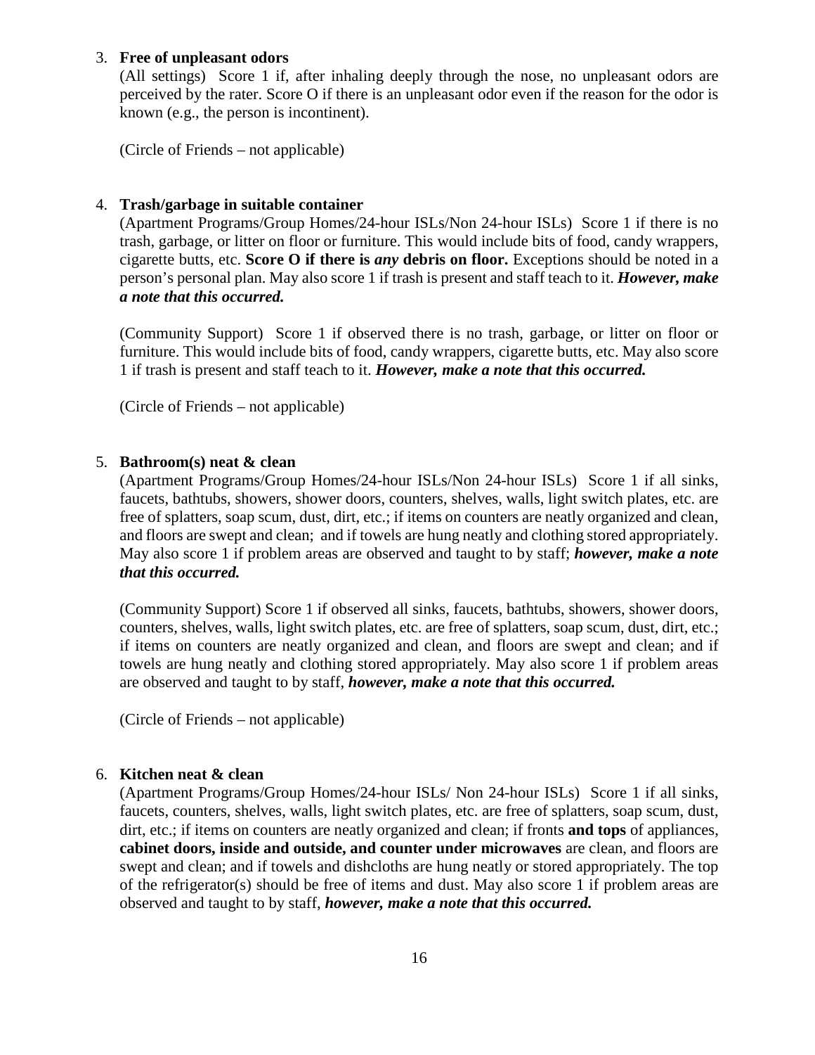3. **Free of unpleasant odors**

   (All settings) Score 1 if, after inhaling deeply through the nose, no unpleasant odors are perceived by the rater. Score O if there is an unpleasant odor even if the reason for the odor is known (e.g., the person is incontinent).

   (Circle of Friends – not applicable)

4. **Trash/garbage in suitable container**

   (Apartment Programs/Group Homes/24-hour ISLs/Non 24-hour ISLs) Score 1 if there is no trash, garbage, or litter on floor or furniture. This would include bits of food, candy wrappers, cigarette butts, etc. **Score O if there is *any* debris on floor.** Exceptions should be noted in a person's personal plan. May also score 1 if trash is present and staff teach to it. ***However, make a note that this occurred.***

   (Community Support) Score 1 if observed there is no trash, garbage, or litter on floor or furniture. This would include bits of food, candy wrappers, cigarette butts, etc. May also score 1 if trash is present and staff teach to it. ***However, make a note that this occurred.***

   (Circle of Friends – not applicable)

5. **Bathroom(s) neat & clean**

   (Apartment Programs/Group Homes/24-hour ISLs/Non 24-hour ISLs) Score 1 if all sinks, faucets, bathtubs, showers, shower doors, counters, shelves, walls, light switch plates, etc. are free of splatters, soap scum, dust, dirt, etc.; if items on counters are neatly organized and clean, and floors are swept and clean; and if towels are hung neatly and clothing stored appropriately. May also score 1 if problem areas are observed and taught to by staff; ***however, make a note that this occurred.***

   (Community Support) Score 1 if observed all sinks, faucets, bathtubs, showers, shower doors, counters, shelves, walls, light switch plates, etc. are free of splatters, soap scum, dust, dirt, etc.; if items on counters are neatly organized and clean, and floors are swept and clean; and if towels are hung neatly and clothing stored appropriately. May also score 1 if problem areas are observed and taught to by staff, ***however, make a note that this occurred.***

   (Circle of Friends – not applicable)

6. **Kitchen neat & clean**

   (Apartment Programs/Group Homes/24-hour ISLs/ Non 24-hour ISLs) Score 1 if all sinks, faucets, counters, shelves, walls, light switch plates, etc. are free of splatters, soap scum, dust, dirt, etc.; if items on counters are neatly organized and clean; if fronts **and tops** of appliances, **cabinet doors, inside and outside, and counter under microwaves** are clean, and floors are swept and clean; and if towels and dishcloths are hung neatly or stored appropriately. The top of the refrigerator(s) should be free of items and dust. May also score 1 if problem areas are observed and taught to by staff, ***however, make a note that this occurred.***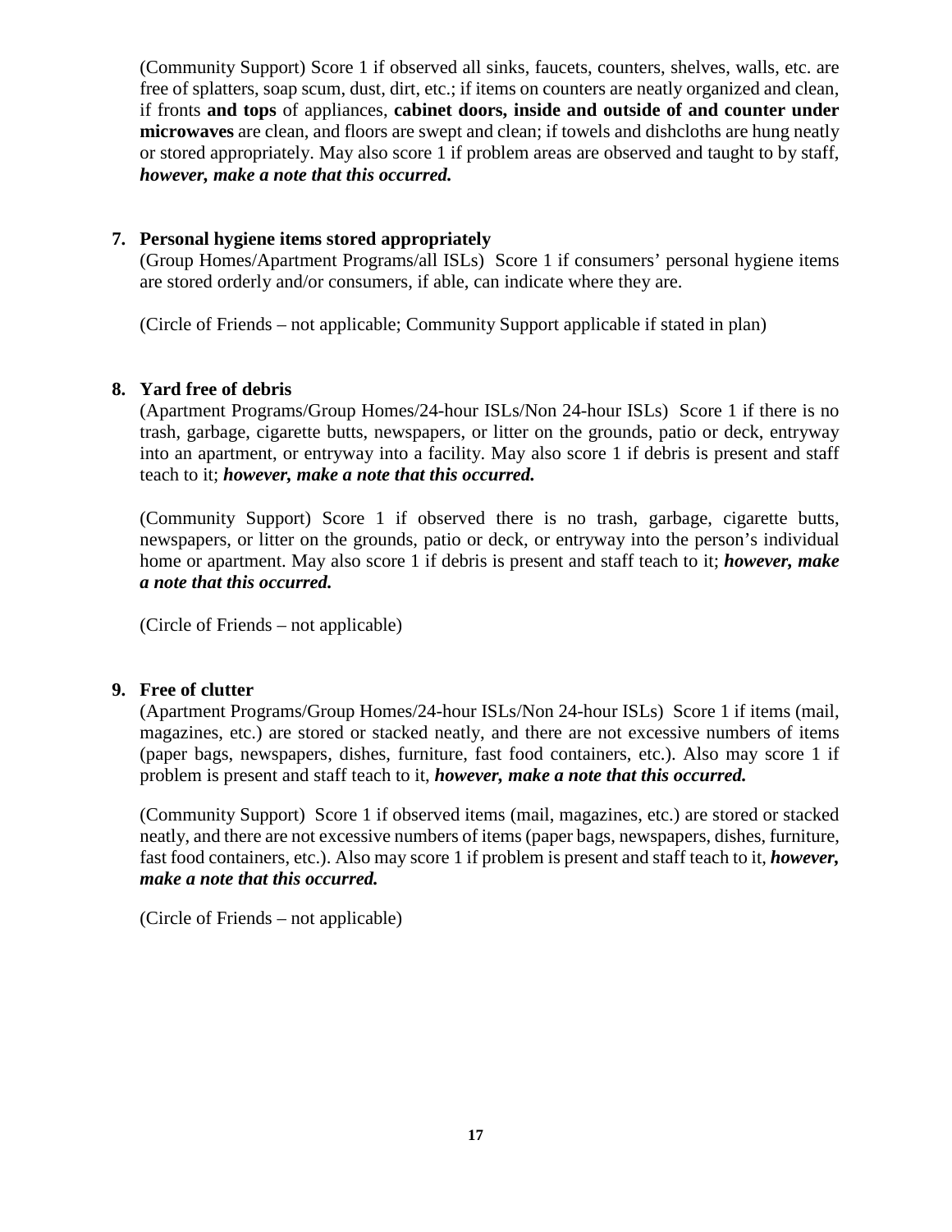(Community Support) Score 1 if observed all sinks, faucets, counters, shelves, walls, etc. are free of splatters, soap scum, dust, dirt, etc.; if items on counters are neatly organized and clean, if fronts **and tops** of appliances, **cabinet doors, inside and outside of and counter under microwaves** are clean, and floors are swept and clean; if towels and dishcloths are hung neatly or stored appropriately. May also score 1 if problem areas are observed and taught to by staff, ***however, make a note that this occurred.***

7. **Personal hygiene items stored appropriately**

   (Group Homes/Apartment Programs/all ISLs) Score 1 if consumers' personal hygiene items are stored orderly and/or consumers, if able, can indicate where they are.

   (Circle of Friends – not applicable; Community Support applicable if stated in plan)

8. **Yard free of debris**

   (Apartment Programs/Group Homes/24-hour ISLs/Non 24-hour ISLs) Score 1 if there is no trash, garbage, cigarette butts, newspapers, or litter on the grounds, patio or deck, entryway into an apartment, or entryway into a facility. May also score 1 if debris is present and staff teach to it; ***however, make a note that this occurred.***

   (Community Support) Score 1 if observed there is no trash, garbage, cigarette butts, newspapers, or litter on the grounds, patio or deck, or entryway into the person's individual home or apartment. May also score 1 if debris is present and staff teach to it; ***however, make a note that this occurred.***

   (Circle of Friends – not applicable)

9. **Free of clutter**

   (Apartment Programs/Group Homes/24-hour ISLs/Non 24-hour ISLs) Score 1 if items (mail, magazines, etc.) are stored or stacked neatly, and there are not excessive numbers of items (paper bags, newspapers, dishes, furniture, fast food containers, etc.). Also may score 1 if problem is present and staff teach to it, ***however, make a note that this occurred.***

   (Community Support) Score 1 if observed items (mail, magazines, etc.) are stored or stacked neatly, and there are not excessive numbers of items (paper bags, newspapers, dishes, furniture, fast food containers, etc.). Also may score 1 if problem is present and staff teach to it, ***however, make a note that this occurred.***

   (Circle of Friends – not applicable)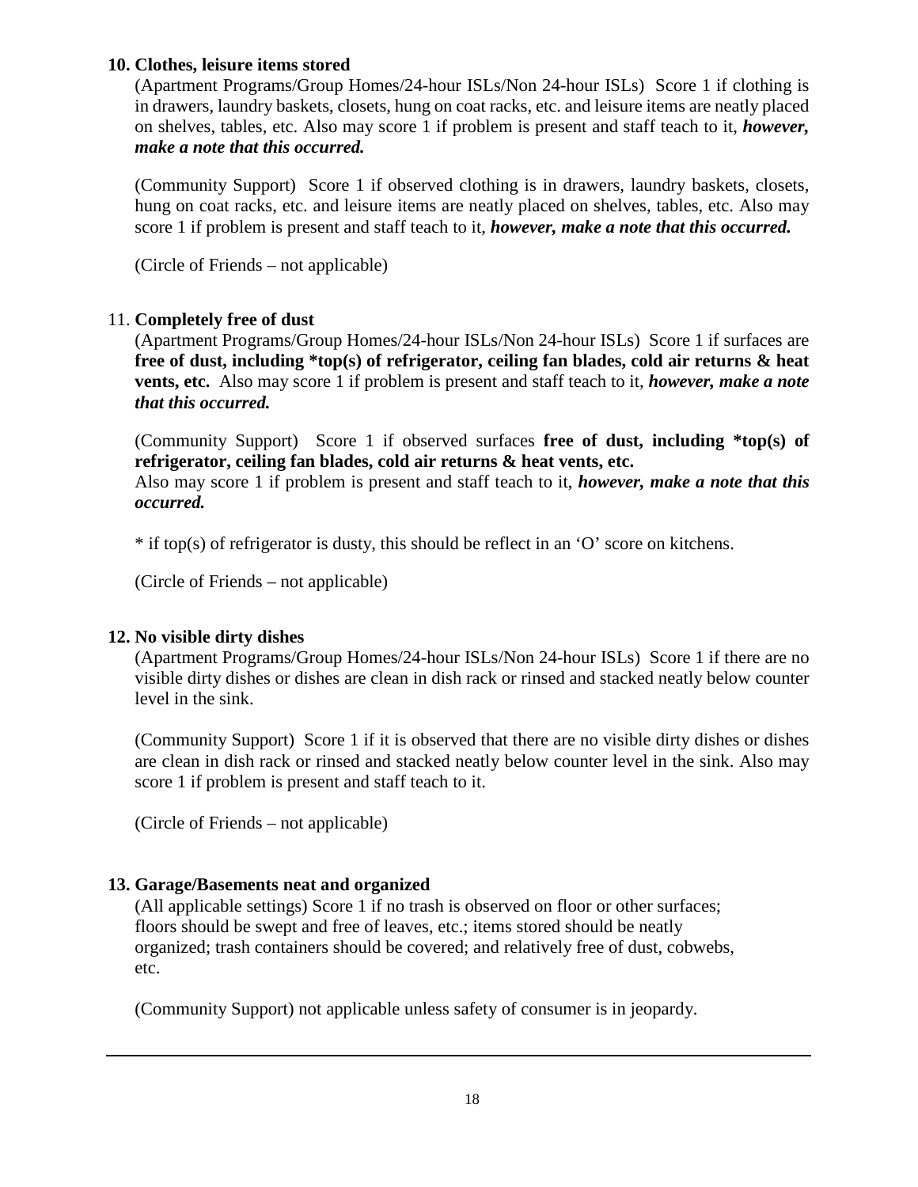**10. Clothes, leisure items stored**

(Apartment Programs/Group Homes/24-hour ISLs/Non 24-hour ISLs) Score 1 if clothing is in drawers, laundry baskets, closets, hung on coat racks, etc. and leisure items are neatly placed on shelves, tables, etc. Also may score 1 if problem is present and staff teach to it, ***however, make a note that this occurred.***

(Community Support) Score 1 if observed clothing is in drawers, laundry baskets, closets, hung on coat racks, etc. and leisure items are neatly placed on shelves, tables, etc. Also may score 1 if problem is present and staff teach to it, ***however, make a note that this occurred.***

(Circle of Friends – not applicable)

11. **Completely free of dust**

(Apartment Programs/Group Homes/24-hour ISLs/Non 24-hour ISLs) Score 1 if surfaces are **free of dust, including *top(s) of refrigerator, ceiling fan blades, cold air returns & heat vents, etc.** Also may score 1 if problem is present and staff teach to it, ***however, make a note that this occurred.***

(Community Support) Score 1 if observed surfaces **free of dust, including *top(s) of refrigerator, ceiling fan blades, cold air returns & heat vents, etc.**
Also may score 1 if problem is present and staff teach to it, ***however, make a note that this occurred.***

* if top(s) of refrigerator is dusty, this should be reflect in an 'O' score on kitchens.

(Circle of Friends – not applicable)

**12. No visible dirty dishes**

(Apartment Programs/Group Homes/24-hour ISLs/Non 24-hour ISLs) Score 1 if there are no visible dirty dishes or dishes are clean in dish rack or rinsed and stacked neatly below counter level in the sink.

(Community Support) Score 1 if it is observed that there are no visible dirty dishes or dishes are clean in dish rack or rinsed and stacked neatly below counter level in the sink. Also may score 1 if problem is present and staff teach to it.

(Circle of Friends – not applicable)

**13. Garage/Basements neat and organized**

(All applicable settings) Score 1 if no trash is observed on floor or other surfaces; floors should be swept and free of leaves, etc.; items stored should be neatly organized; trash containers should be covered; and relatively free of dust, cobwebs, etc.

(Community Support) not applicable unless safety of consumer is in jeopardy.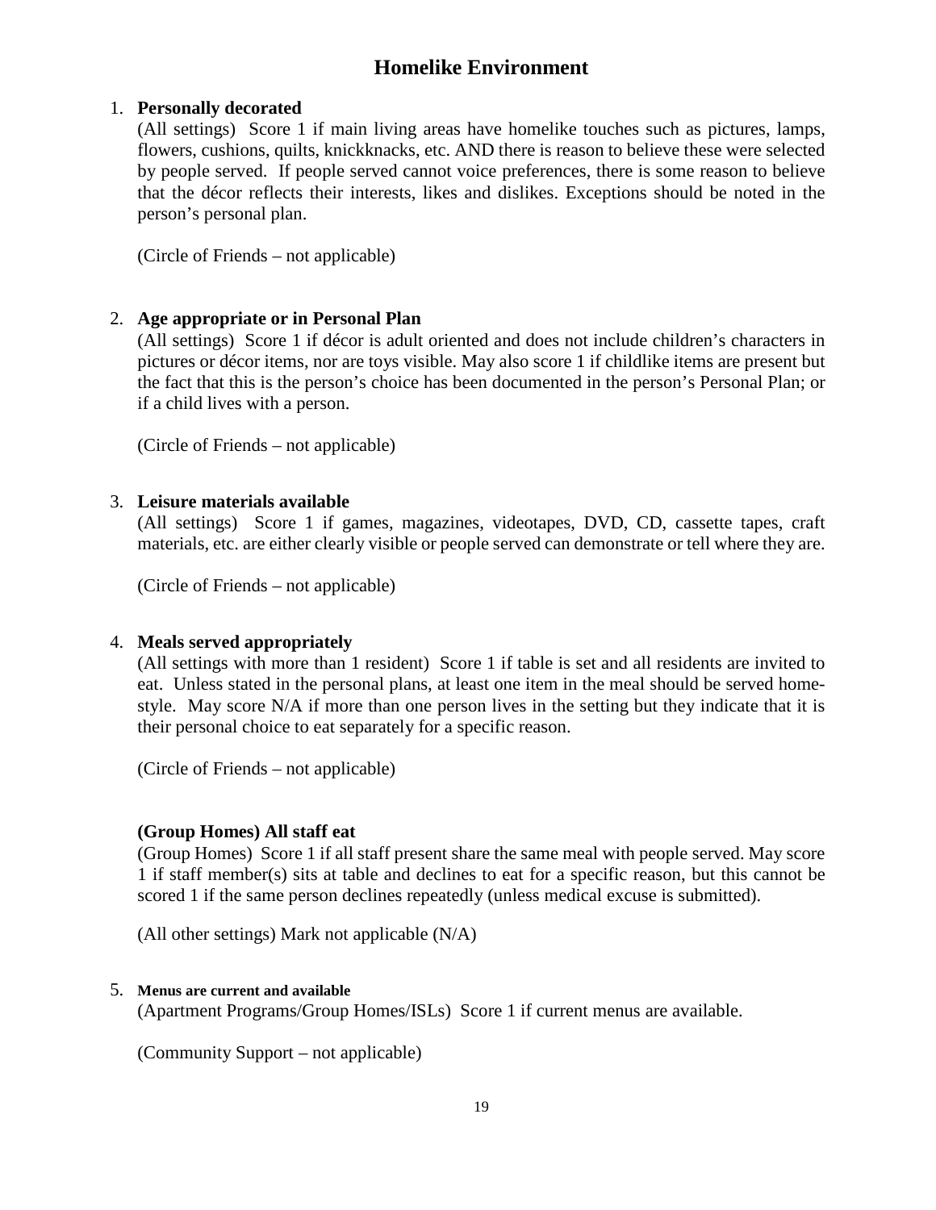# Homelike Environment

1. **Personally decorated**

   (All settings) Score 1 if main living areas have homelike touches such as pictures, lamps, flowers, cushions, quilts, knickknacks, etc. AND there is reason to believe these were selected by people served. If people served cannot voice preferences, there is some reason to believe that the décor reflects their interests, likes and dislikes. Exceptions should be noted in the person's personal plan.

   (Circle of Friends – not applicable)

2. **Age appropriate or in Personal Plan**

   (All settings) Score 1 if décor is adult oriented and does not include children's characters in pictures or décor items, nor are toys visible. May also score 1 if childlike items are present but the fact that this is the person's choice has been documented in the person's Personal Plan; or if a child lives with a person.

   (Circle of Friends – not applicable)

3. **Leisure materials available**

   (All settings) Score 1 if games, magazines, videotapes, DVD, CD, cassette tapes, craft materials, etc. are either clearly visible or people served can demonstrate or tell where they are.

   (Circle of Friends – not applicable)

4. **Meals served appropriately**

   (All settings with more than 1 resident) Score 1 if table is set and all residents are invited to eat. Unless stated in the personal plans, at least one item in the meal should be served home-style. May score N/A if more than one person lives in the setting but they indicate that it is their personal choice to eat separately for a specific reason.

   (Circle of Friends – not applicable)

   **(Group Homes) All staff eat**

   (Group Homes) Score 1 if all staff present share the same meal with people served. May score 1 if staff member(s) sits at table and declines to eat for a specific reason, but this cannot be scored 1 if the same person declines repeatedly (unless medical excuse is submitted).

   (All other settings) Mark not applicable (N/A)

5. **Menus are current and available**

   (Apartment Programs/Group Homes/ISLs) Score 1 if current menus are available.

   (Community Support – not applicable)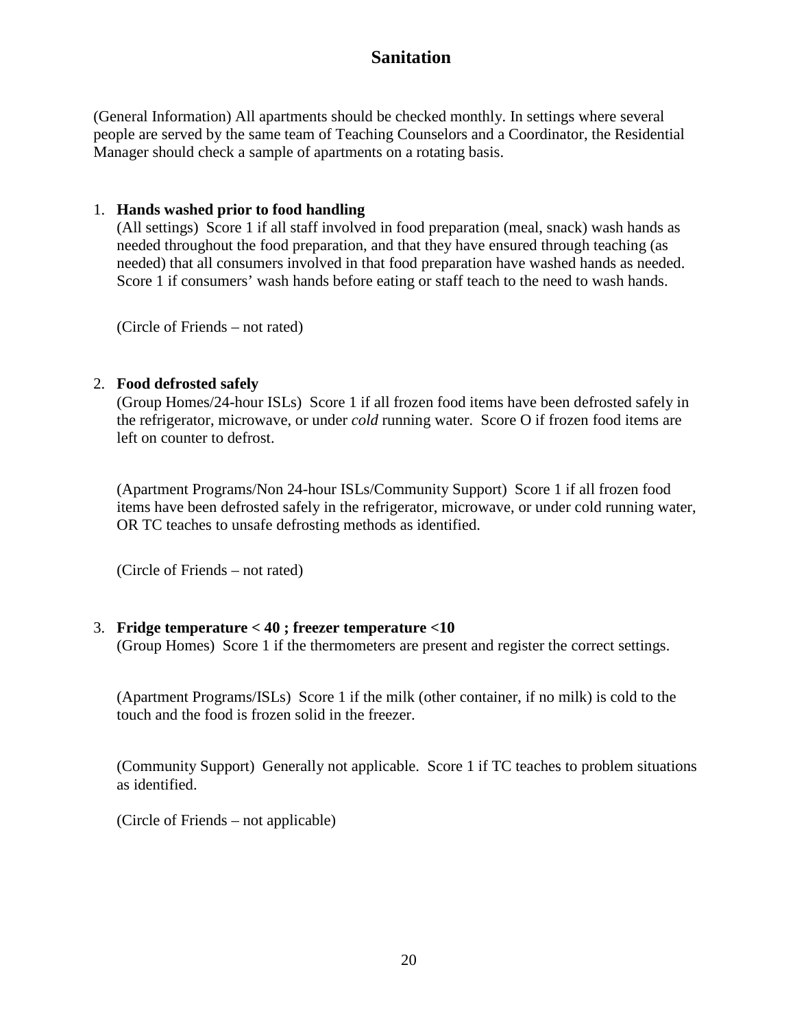## Sanitation

(General Information) All apartments should be checked monthly. In settings where several people are served by the same team of Teaching Counselors and a Coordinator, the Residential Manager should check a sample of apartments on a rotating basis.

1. **Hands washed prior to food handling**
   (All settings) Score 1 if all staff involved in food preparation (meal, snack) wash hands as needed throughout the food preparation, and that they have ensured through teaching (as needed) that all consumers involved in that food preparation have washed hands as needed. Score 1 if consumers' wash hands before eating or staff teach to the need to wash hands.

   (Circle of Friends – not rated)

2. **Food defrosted safely**
   (Group Homes/24-hour ISLs) Score 1 if all frozen food items have been defrosted safely in the refrigerator, microwave, or under *cold* running water. Score O if frozen food items are left on counter to defrost.

   (Apartment Programs/Non 24-hour ISLs/Community Support) Score 1 if all frozen food items have been defrosted safely in the refrigerator, microwave, or under cold running water, OR TC teaches to unsafe defrosting methods as identified.

   (Circle of Friends – not rated)

3. **Fridge temperature < 40 ; freezer temperature <10**
   (Group Homes) Score 1 if the thermometers are present and register the correct settings.

   (Apartment Programs/ISLs) Score 1 if the milk (other container, if no milk) is cold to the touch and the food is frozen solid in the freezer.

   (Community Support) Generally not applicable. Score 1 if TC teaches to problem situations as identified.

   (Circle of Friends – not applicable)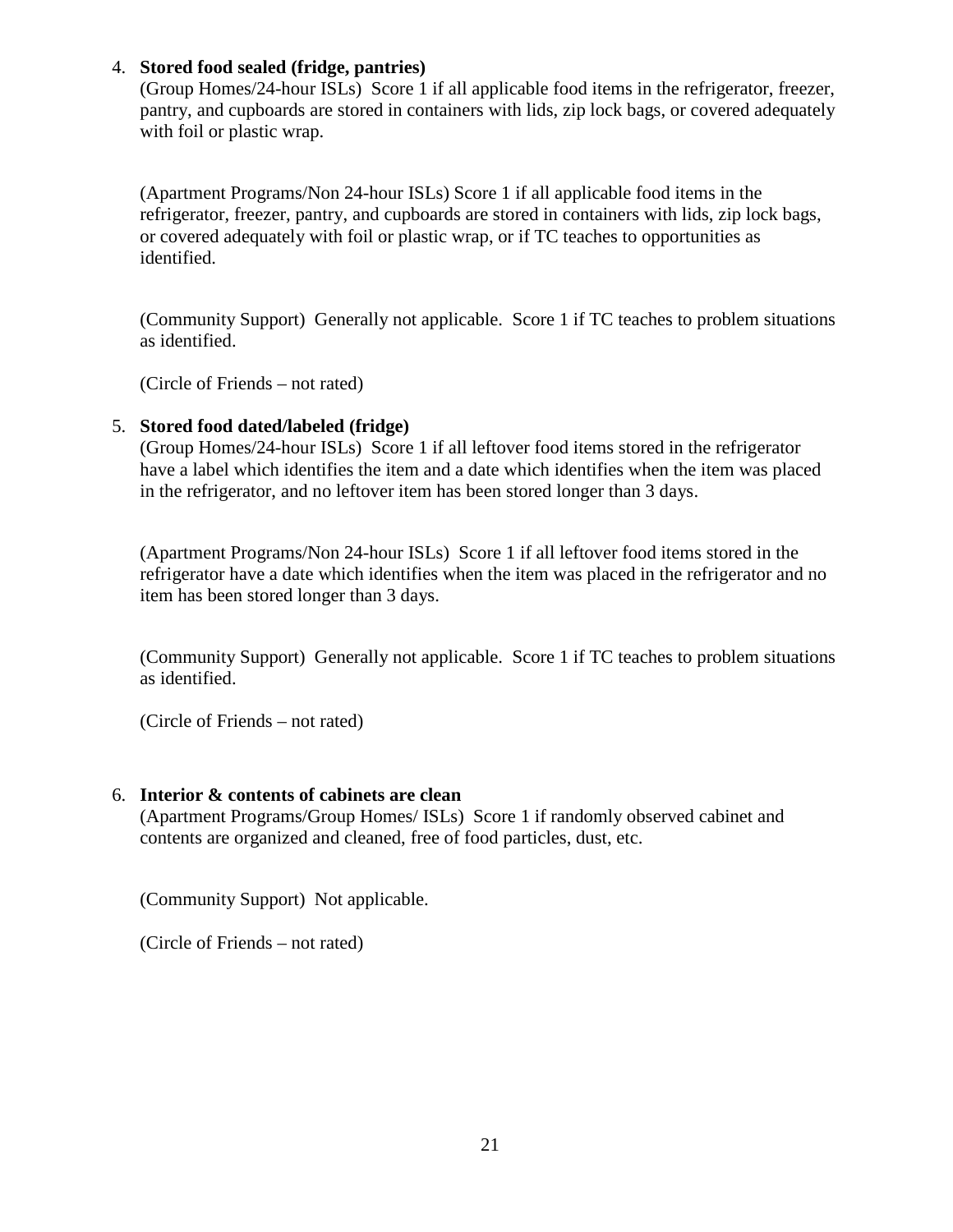4. **Stored food sealed (fridge, pantries)**
   (Group Homes/24-hour ISLs) Score 1 if all applicable food items in the refrigerator, freezer, pantry, and cupboards are stored in containers with lids, zip lock bags, or covered adequately with foil or plastic wrap.

   (Apartment Programs/Non 24-hour ISLs) Score 1 if all applicable food items in the refrigerator, freezer, pantry, and cupboards are stored in containers with lids, zip lock bags, or covered adequately with foil or plastic wrap, or if TC teaches to opportunities as identified.

   (Community Support) Generally not applicable. Score 1 if TC teaches to problem situations as identified.

   (Circle of Friends – not rated)

5. **Stored food dated/labeled (fridge)**
   (Group Homes/24-hour ISLs) Score 1 if all leftover food items stored in the refrigerator have a label which identifies the item and a date which identifies when the item was placed in the refrigerator, and no leftover item has been stored longer than 3 days.

   (Apartment Programs/Non 24-hour ISLs) Score 1 if all leftover food items stored in the refrigerator have a date which identifies when the item was placed in the refrigerator and no item has been stored longer than 3 days.

   (Community Support) Generally not applicable. Score 1 if TC teaches to problem situations as identified.

   (Circle of Friends – not rated)

6. **Interior & contents of cabinets are clean**
   (Apartment Programs/Group Homes/ ISLs) Score 1 if randomly observed cabinet and contents are organized and cleaned, free of food particles, dust, etc.

   (Community Support) Not applicable.

   (Circle of Friends – not rated)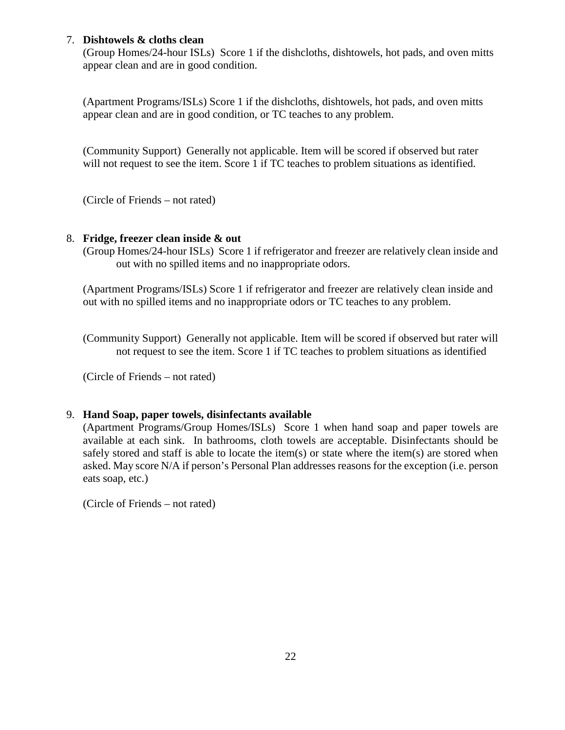7. **Dishtowels & cloths clean**
   (Group Homes/24-hour ISLs) Score 1 if the dishcloths, dishtowels, hot pads, and oven mitts appear clean and are in good condition.

   (Apartment Programs/ISLs) Score 1 if the dishcloths, dishtowels, hot pads, and oven mitts appear clean and are in good condition, or TC teaches to any problem.

   (Community Support) Generally not applicable. Item will be scored if observed but rater will not request to see the item. Score 1 if TC teaches to problem situations as identified.

   (Circle of Friends – not rated)

8. **Fridge, freezer clean inside & out**
   (Group Homes/24-hour ISLs) Score 1 if refrigerator and freezer are relatively clean inside and out with no spilled items and no inappropriate odors.

   (Apartment Programs/ISLs) Score 1 if refrigerator and freezer are relatively clean inside and out with no spilled items and no inappropriate odors or TC teaches to any problem.

   (Community Support) Generally not applicable. Item will be scored if observed but rater will not request to see the item. Score 1 if TC teaches to problem situations as identified

   (Circle of Friends – not rated)

9. **Hand Soap, paper towels, disinfectants available**
   (Apartment Programs/Group Homes/ISLs) Score 1 when hand soap and paper towels are available at each sink. In bathrooms, cloth towels are acceptable. Disinfectants should be safely stored and staff is able to locate the item(s) or state where the item(s) are stored when asked. May score N/A if person's Personal Plan addresses reasons for the exception (i.e. person eats soap, etc.)

   (Circle of Friends – not rated)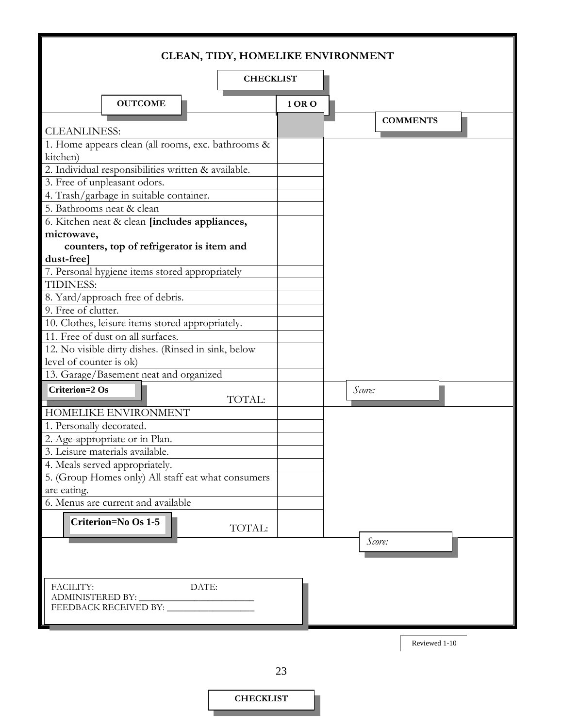# CLEAN, TIDY, HOMELIKE ENVIRONMENT

**CHECKLIST**

| **OUTCOME** | **1 OR O** | **COMMENTS** |
|---|---|---|
| CLEANLINESS: | | |
| 1. Home appears clean (all rooms, exc. bathrooms & kitchen) | | |
| 2. Individual responsibilities written & available. | | |
| 3. Free of unpleasant odors. | | |
| 4. Trash/garbage in suitable container. | | |
| 5. Bathrooms neat & clean | | |
| 6. Kitchen neat & clean **[includes appliances, microwave, counters, top of refrigerator is item and dust-free]** | | |
| 7. Personal hygiene items stored appropriately | | |
| TIDINESS: | | |
| 8. Yard/approach free of debris. | | |
| 9. Free of clutter. | | |
| 10. Clothes, leisure items stored appropriately. | | |
| 11. Free of dust on all surfaces. | | |
| 12. No visible dirty dishes. (Rinsed in sink, below level of counter is ok) | | |
| 13. Garage/Basement neat and organized | | |
| **Criterion=2 Os** TOTAL: | | *Score:* |
| HOMELIKE ENVIRONMENT | | |
| 1. Personally decorated. | | |
| 2. Age-appropriate or in Plan. | | |
| 3. Leisure materials available. | | |
| 4. Meals served appropriately. | | |
| 5. (Group Homes only) All staff eat what consumers are eating. | | |
| 6. Menus are current and available | | |
| **Criterion=No Os 1-5** TOTAL: | | *Score:* |

FACILITY: DATE:
ADMINISTERED BY: ___________________________
FEEDBACK RECEIVED BY: ____________________

Reviewed 1-10

**CHECKLIST**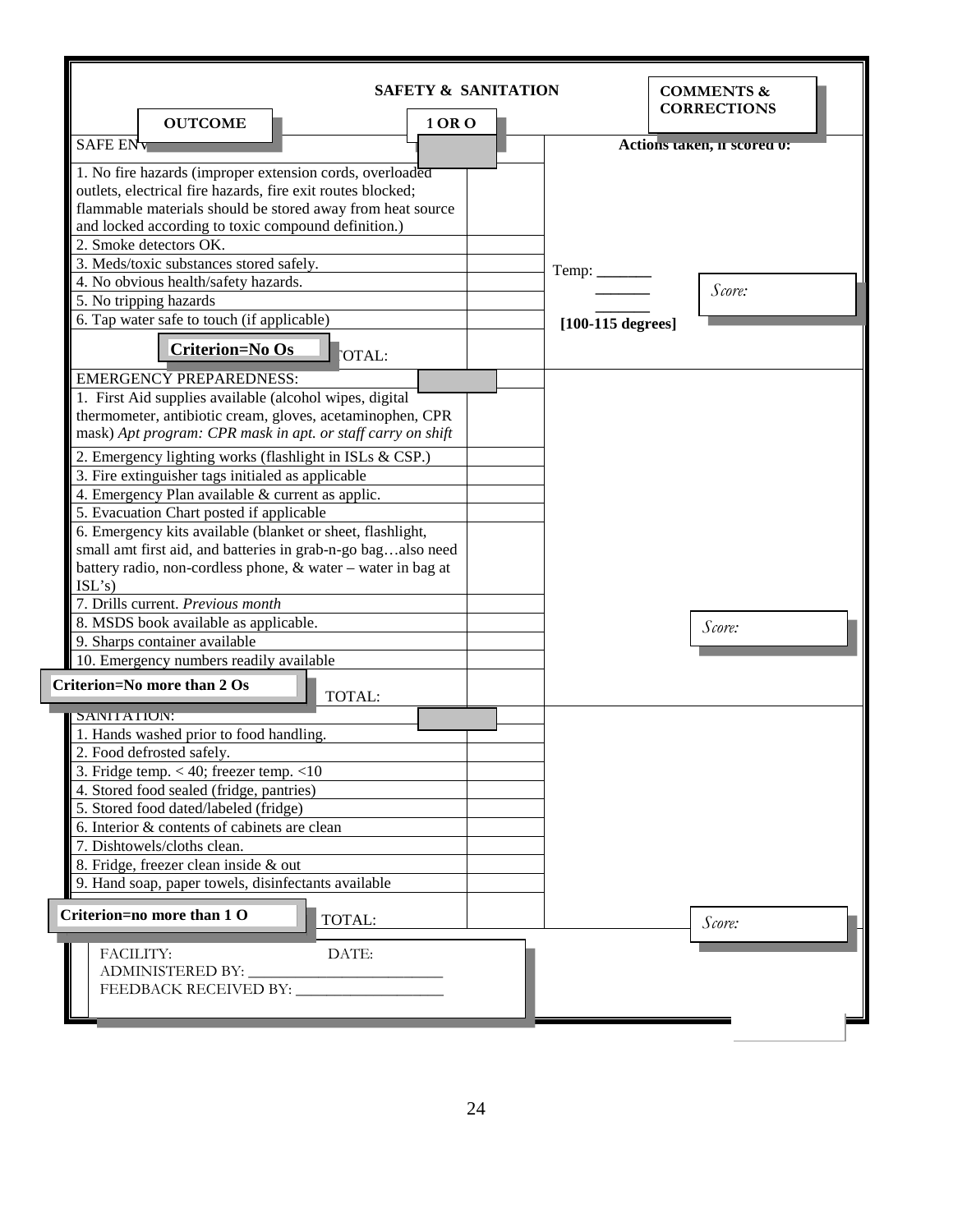## SAFETY & SANITATION

| OUTCOME | 1 OR O | COMMENTS & CORRECTIONS |
|---|---|---|
| SAFE ENV | | Actions taken, if scored 0: |
| 1. No fire hazards (improper extension cords, overloaded outlets, electrical fire hazards, fire exit routes blocked; flammable materials should be stored away from heat source and locked according to toxic compound definition.) | | |
| 2. Smoke detectors OK. | | |
| 3. Meds/toxic substances stored safely. | | Temp: _______ |
| 4. No obvious health/safety hazards. | | _______ Score: |
| 5. No tripping hazards | | _______ |
| 6. Tap water safe to touch (if applicable) | | [100-115 degrees] |
| **Criterion=No Os** TOTAL: | | |
| EMERGENCY PREPAREDNESS: | | |
| 1. First Aid supplies available (alcohol wipes, digital thermometer, antibiotic cream, gloves, acetaminophen, CPR mask) *Apt program: CPR mask in apt. or staff carry on shift* | | |
| 2. Emergency lighting works (flashlight in ISLs & CSP.) | | |
| 3. Fire extinguisher tags initialed as applicable | | |
| 4. Emergency Plan available & current as applic. | | |
| 5. Evacuation Chart posted if applicable | | |
| 6. Emergency kits available (blanket or sheet, flashlight, small amt first aid, and batteries in grab-n-go bag…also need battery radio, non-cordless phone, & water – water in bag at ISL's) | | |
| 7. Drills current. *Previous month* | | |
| 8. MSDS book available as applicable. | | Score: |
| 9. Sharps container available | | |
| 10. Emergency numbers readily available | | |
| **Criterion=No more than 2 Os** TOTAL: | | |
| SANITATION: | | |
| 1. Hands washed prior to food handling. | | |
| 2. Food defrosted safely. | | |
| 3. Fridge temp. < 40; freezer temp. <10 | | |
| 4. Stored food sealed (fridge, pantries) | | |
| 5. Stored food dated/labeled (fridge) | | |
| 6. Interior & contents of cabinets are clean | | |
| 7. Dishtowels/cloths clean. | | |
| 8. Fridge, freezer clean inside & out | | |
| 9. Hand soap, paper towels, disinfectants available | | |
| **Criterion=no more than 1 O** TOTAL: | | Score: |

FACILITY: DATE:

ADMINISTERED BY: ________________________

FEEDBACK RECEIVED BY: ___________________